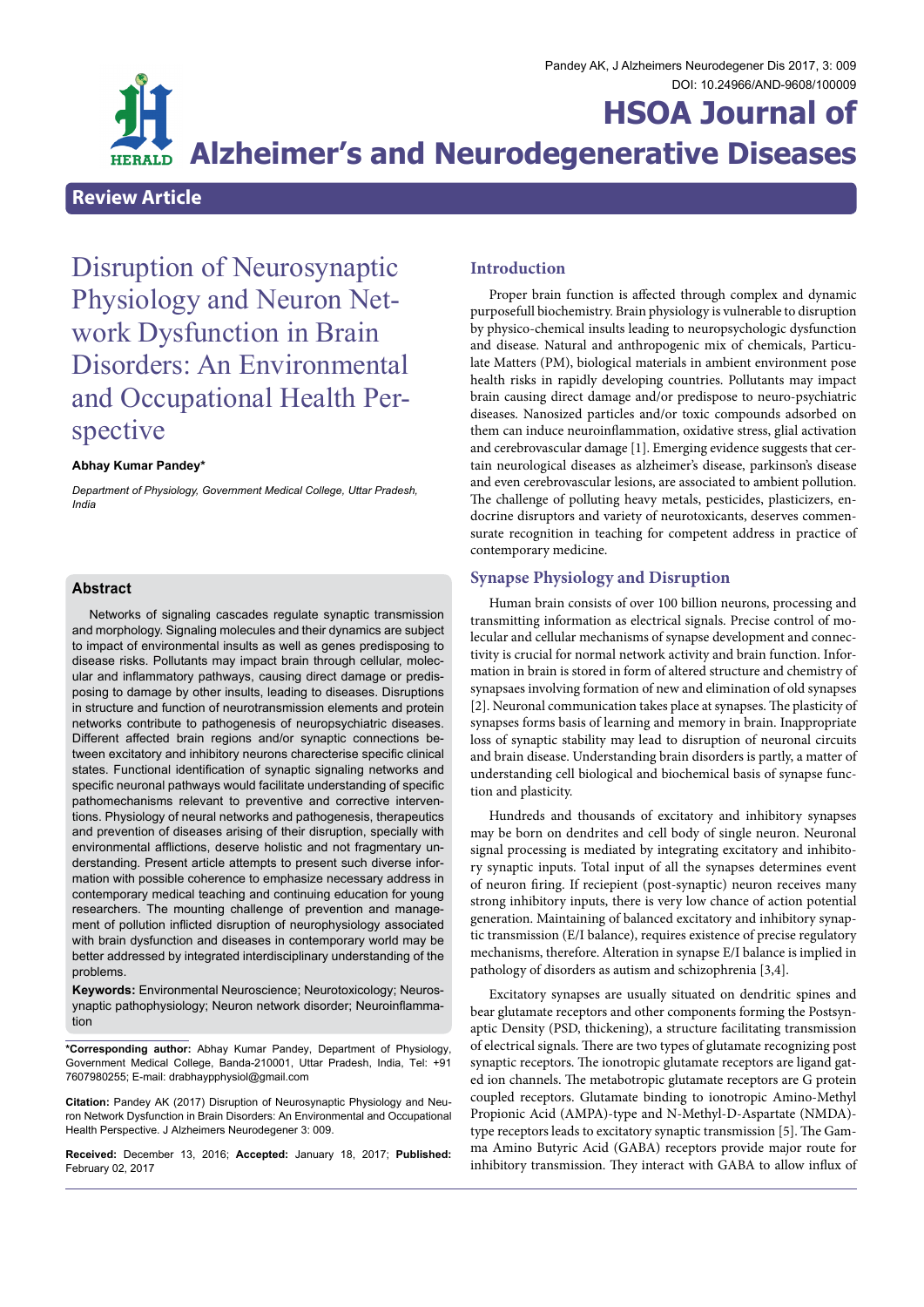# HSOA Journal of Alzheimer's and Neurodegenerative Diseases

**Review Article**

# Disruption of Neurosynaptic Physiology and Neuron Network Dysfunction in Brain Disorders: An Environmental and Occupational Health Perspective

**Abhay Kumar Pandey***

*Department of Physiology, Government Medical College, Uttar Pradesh, India*

## Abstract

Networks of signaling cascades regulate synaptic transmission and morphology. Signaling molecules and their dynamics are subject to impact of environmental insults as well as genes predisposing to disease risks. Pollutants may impact brain through cellular, molecular and inflammatory pathways, causing direct damage or predisposing to damage by other insults, leading to diseases. Disruptions in structure and function of neurotransmission elements and protein networks contribute to pathogenesis of neuropsychiatric diseases. Different affected brain regions and/or synaptic connections between excitatory and inhibitory neurons charecterise specific clinical states. Functional identification of synaptic signaling networks and specific neuronal pathways would facilitate understanding of specific pathomechanisms relevant to preventive and corrective interventions. Physiology of neural networks and pathogenesis, therapeutics and prevention of diseases arising of their disruption, specially with environmental afflictions, deserve holistic and not fragmentary understanding. Present article attempts to present such diverse information with possible coherence to emphasize necessary address in contemporary medical teaching and continuing education for young researchers. The mounting challenge of prevention and management of pollution inflicted disruption of neurophysiology associated with brain dysfunction and diseases in contemporary world may be better addressed by integrated interdisciplinary understanding of the problems.

**Keywords:** Environmental Neuroscience; Neurotoxicology; Neurosynaptic pathophysiology; Neuron network disorder; Neuroinflammation

***Corresponding author:** Abhay Kumar Pandey, Department of Physiology, Government Medical College, Banda-210001, Uttar Pradesh, India, Tel: +91 7607980255; E-mail: drabhaypphysiol@gmail.com

**Citation:** Pandey AK (2017) Disruption of Neurosynaptic Physiology and Neuron Network Dysfunction in Brain Disorders: An Environmental and Occupational Health Perspective. J Alzheimers Neurodegener 3: 009.

**Received:** December 13, 2016; **Accepted:** January 18, 2017; **Published:** February 02, 2017

## Introduction

Proper brain function is affected through complex and dynamic purposefull biochemistry. Brain physiology is vulnerable to disruption by physico-chemical insults leading to neuropsychologic dysfunction and disease. Natural and anthropogenic mix of chemicals, Particulate Matters (PM), biological materials in ambient environment pose health risks in rapidly developing countries. Pollutants may impact brain causing direct damage and/or predispose to neuro-psychiatric diseases. Nanosized particles and/or toxic compounds adsorbed on them can induce neuroinflammation, oxidative stress, glial activation and cerebrovascular damage [1]. Emerging evidence suggests that certain neurological diseases as alzheimer's disease, parkinson's disease and even cerebrovascular lesions, are associated to ambient pollution. The challenge of polluting heavy metals, pesticides, plasticizers, endocrine disruptors and variety of neurotoxicants, deserves commensurate recognition in teaching for competent address in practice of contemporary medicine.

## Synapse Physiology and Disruption

Human brain consists of over 100 billion neurons, processing and transmitting information as electrical signals. Precise control of molecular and cellular mechanisms of synapse development and connectivity is crucial for normal network activity and brain function. Information in brain is stored in form of altered structure and chemistry of synapsaes involving formation of new and elimination of old synapses [2]. Neuronal communication takes place at synapses. The plasticity of synapses forms basis of learning and memory in brain. Inappropriate loss of synaptic stability may lead to disruption of neural circuits and brain disease. Understanding brain disorders is partly, a matter of understanding cell biological and biochemical basis of synapse function and plasticity.

Hundreds and thousands of excitatory and inhibitory synapses may be born on dendrites and cell body of single neuron. Neuronal signal processing is mediated by integrating excitatory and inhibitory synaptic inputs. Total input of all the synapses determines event of neuron firing. If reciepient (post-synaptic) neuron receives many strong inhibitory inputs, there is very low chance of action potential generation. Maintaining of balanced excitatory and inhibitory synaptic transmission (E/I balance), requires existence of precise regulatory mechanisms, therefore. Alteration in synapse E/I balance is implied in pathology of disorders as autism and schizophrenia [3,4].

Excitatory synapses are usually situated on dendritic spines and bear glutamate receptors and other components forming the Postsynaptic Density (PSD, thickening), a structure facilitating transmission of electrical signals. There are two types of glutamate recognizing post synaptic receptors. The ionotropic glutamate receptors are ligand gated ion channels. The metabotropic glutamate receptors are G protein coupled receptors. Glutamate binding to ionotropic Amino-Methyl Propionic Acid (AMPA)-type and N-Methyl-D-Aspartate (NMDA)-type receptors leads to excitatory synaptic transmission [5]. The Gamma Amino Butyric Acid (GABA) receptors provide major route for inhibitory transmission. They interact with GABA to allow influx of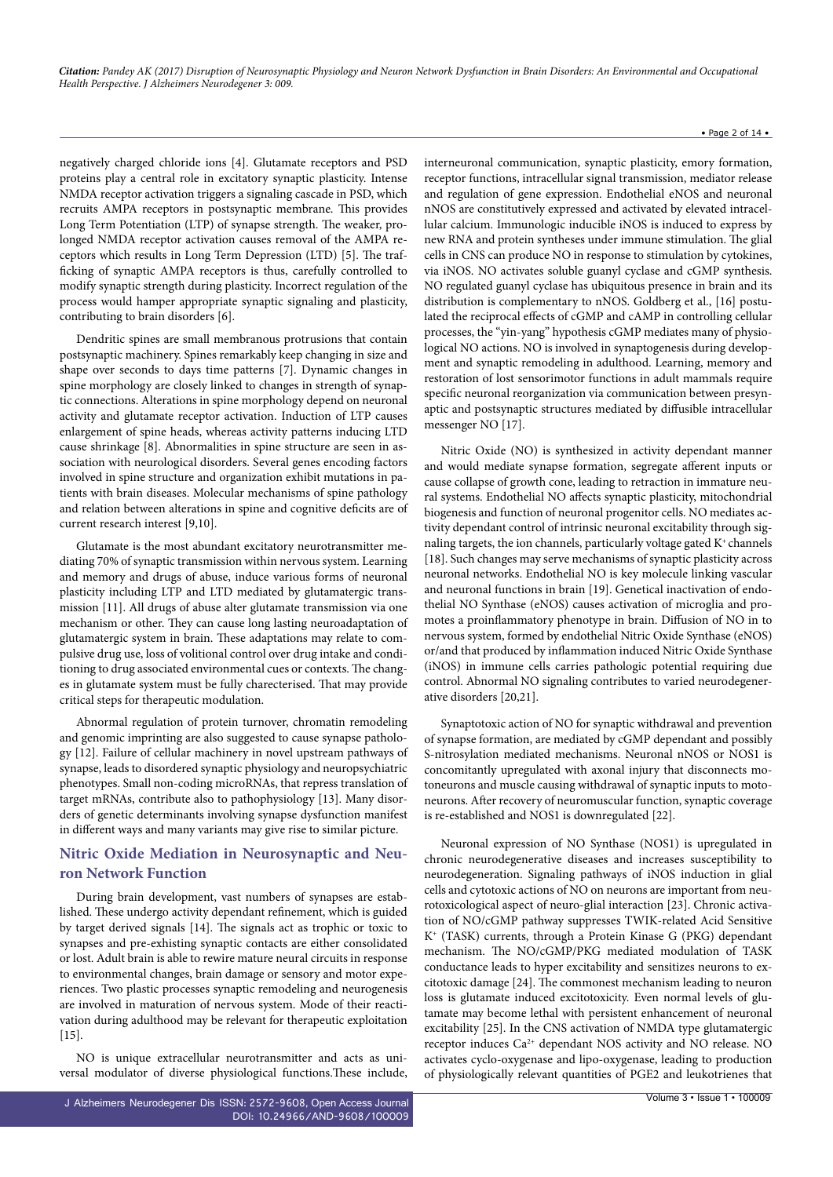negatively charged chloride ions [4]. Glutamate receptors and PSD proteins play a central role in excitatory synaptic plasticity. Intense NMDA receptor activation triggers a signaling cascade in PSD, which recruits AMPA receptors in postsynaptic membrane. This provides Long Term Potentiation (LTP) of synapse strength. The weaker, prolonged NMDA receptor activation causes removal of the AMPA receptors which results in Long Term Depression (LTD) [5]. The trafficking of synaptic AMPA receptors is thus, carefully controlled to modify synaptic strength during plasticity. Incorrect regulation of the process would hamper appropriate synaptic signaling and plasticity, contributing to brain disorders [6].

Dendritic spines are small membranous protrusions that contain postsynaptic machinery. Spines remarkably keep changing in size and shape over seconds to days time patterns [7]. Dynamic changes in spine morphology are closely linked to changes in strength of synaptic connections. Alterations in spine morphology depend on neuronal activity and glutamate receptor activation. Induction of LTP causes enlargement of spine heads, whereas activity patterns inducing LTD cause shrinkage [8]. Abnormalities in spine structure are seen in association with neurological disorders. Several genes encoding factors involved in spine structure and organization exhibit mutations in patients with brain diseases. Molecular mechanisms of spine pathology and relation between alterations in spine and cognitive deficits are of current research interest [9,10].

Glutamate is the most abundant excitatory neurotransmitter mediating 70% of synaptic transmission within nervous system. Learning and memory and drugs of abuse, induce various forms of neuronal plasticity including LTP and LTD mediated by glutamatergic transmission [11]. All drugs of abuse alter glutamate transmission via one mechanism or other. They can cause long lasting neuroadaptation of glutamatergic system in brain. These adaptations may relate to compulsive drug use, loss of volitional control over drug intake and conditioning to drug associated environmental cues or contexts. The changes in glutamate system must be fully charecterised. That may provide critical steps for therapeutic modulation.

Abnormal regulation of protein turnover, chromatin remodeling and genomic imprinting are also suggested to cause synapse pathology [12]. Failure of cellular machinery in novel upstream pathways of synapse, leads to disordered synaptic physiology and neuropsychiatric phenotypes. Small non-coding microRNAs, that repress translation of target mRNAs, contribute also to pathophysiology [13]. Many disorders of genetic determinants involving synapse dysfunction manifest in different ways and many variants may give rise to similar picture.

## Nitric Oxide Mediation in Neurosynaptic and Neuron Network Function

During brain development, vast numbers of synapses are established. These undergo activity dependant refinement, which is guided by target derived signals [14]. The signals act as trophic or toxic to synapses and pre-exhisting synaptic contacts are either consolidated or lost. Adult brain is able to rewire mature neural circuits in response to environmental changes, brain damage or sensory and motor experiences. Two plastic processes synaptic remodeling and neurogenesis are involved in maturation of nervous system. Mode of their reactivation during adulthood may be relevant for therapeutic exploitation [15].

NO is unique extracellular neurotransmitter and acts as universal modulator of diverse physiological functions.These include, interneuronal communication, synaptic plasticity, emory formation, receptor functions, intracellular signal transmission, mediator release and regulation of gene expression. Endothelial eNOS and neuronal nNOS are constitutively expressed and activated by elevated intracellular calcium. Immunologic inducible iNOS is induced to express by new RNA and protein syntheses under immune stimulation. The glial cells in CNS can produce NO in response to stimulation by cytokines, via iNOS. NO activates soluble guanyl cyclase and cGMP synthesis. NO regulated guanyl cyclase has ubiquitous presence in brain and its distribution is complementary to nNOS. Goldberg et al., [16] postulated the reciprocal effects of cGMP and cAMP in controlling cellular processes, the "yin-yang" hypothesis cGMP mediates many of physiological NO actions. NO is involved in synaptogenesis during development and synaptic remodeling in adulthood. Learning, memory and restoration of lost sensorimotor functions in adult mammals require specific neuronal reorganization via communication between presynaptic and postsynaptic structures mediated by diffusible intracellular messenger NO [17].

Nitric Oxide (NO) is synthesized in activity dependant manner and would mediate synapse formation, segregate afferent inputs or cause collapse of growth cone, leading to retraction in immature neural systems. Endothelial NO affects synaptic plasticity, mitochondrial biogenesis and function of neuronal progenitor cells. NO mediates activity dependant control of intrinsic neuronal excitability through signaling targets, the ion channels, particularly voltage gated $K^+$ channels [18]. Such changes may serve mechanisms of synaptic plasticity across neuronal networks. Endothelial NO is key molecule linking vascular and neuronal functions in brain [19]. Genetical inactivation of endothelial NO Synthase (eNOS) causes activation of microglia and promotes a proinflammatory phenotype in brain. Diffusion of NO in to nervous system, formed by endothelial Nitric Oxide Synthase (eNOS) or/and that produced by inflammation induced Nitric Oxide Synthase (iNOS) in immune cells carries pathologic potential requiring due control. Abnormal NO signaling contributes to varied neurodegenerative disorders [20,21].

Synaptotoxic action of NO for synaptic withdrawal and prevention of synapse formation, are mediated by cGMP dependant and possibly S-nitrosylation mediated mechanisms. Neuronal nNOS or NOS1 is concomitantly upregulated with axonal injury that disconnects motoneurons and muscle causing withdrawal of synaptic inputs to motoneurons. After recovery of neuromuscular function, synaptic coverage is re-established and NOS1 is downregulated [22].

Neuronal expression of NO Synthase (NOS1) is upregulated in chronic neurodegenerative diseases and increases susceptibility to neurodegeneration. Signaling pathways of iNOS induction in glial cells and cytotoxic actions of NO on neurons are important from neurotoxicological aspect of neuro-glial interaction [23]. Chronic activation of NO/cGMP pathway suppresses TWIK-related Acid Sensitive $K^+$ (TASK) currents, through a Protein Kinase G (PKG) dependant mechanism. The NO/cGMP/PKG mediated modulation of TASK conductance leads to hyper excitability and sensitizes neurons to excitotoxic damage [24]. The commonest mechanism leading to neuron loss is glutamate induced excitotoxicity. Even normal levels of glutamate may become lethal with persistent enhancement of neuronal excitability [25]. In the CNS activation of NMDA type glutamatergic receptor induces $Ca^{2+}$ dependant NOS activity and NO release. NO activates cyclo-oxygenase and lipo-oxygenase, leading to production of physiologically relevant quantities of PGE2 and leukotrienes that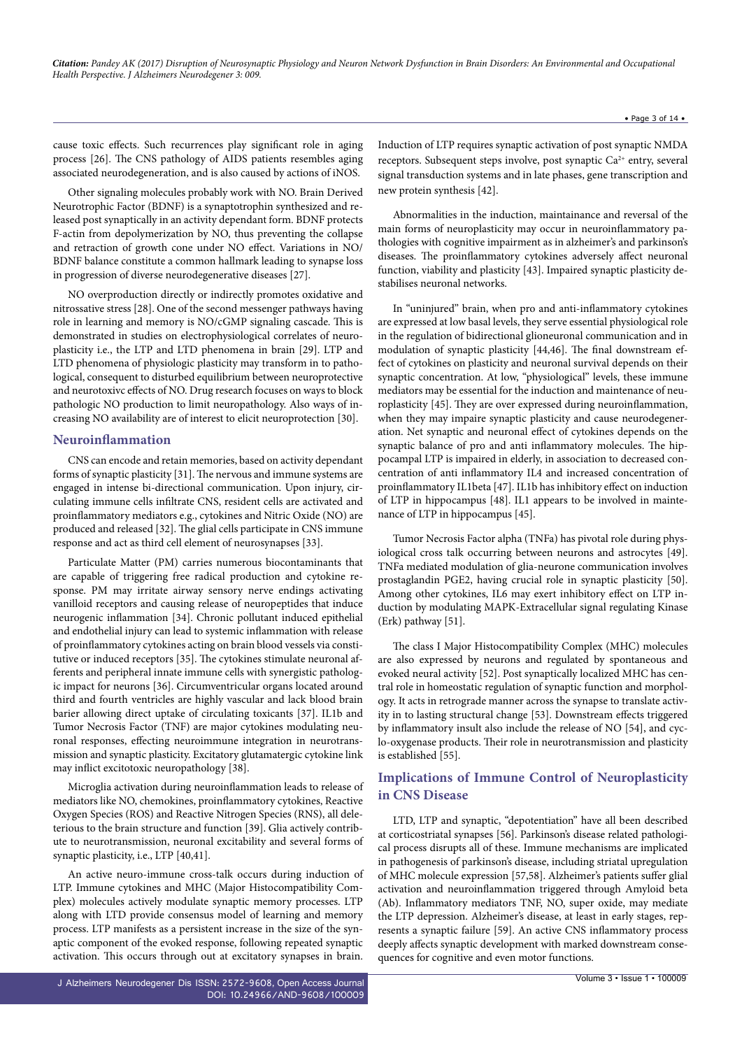cause toxic effects. Such recurrences play significant role in aging process [26]. The CNS pathology of AIDS patients resembles aging associated neurodegeneration, and is also caused by actions of iNOS.

Other signaling molecules probably work with NO. Brain Derived Neurotrophic Factor (BDNF) is a synaptotrophin synthesized and released post synaptically in an activity dependant form. BDNF protects F-actin from depolymerization by NO, thus preventing the collapse and retraction of growth cone under NO effect. Variations in NO/BDNF balance constitute a common hallmark leading to synapse loss in progression of diverse neurodegenerative diseases [27].

NO overproduction directly or indirectly promotes oxidative and nitrossative stress [28]. One of the second messenger pathways having role in learning and memory is NO/cGMP signaling cascade. This is demonstrated in studies on electrophysiological correlates of neuroplasticity i.e., the LTP and LTD phenomena in brain [29]. LTP and LTD phenomena of physiologic plasticity may transform in to pathological, consequent to disturbed equilibrium between neuroprotective and neurotoxivc effects of NO. Drug research focuses on ways to block pathologic NO production to limit neuropathology. Also ways of increasing NO availability are of interest to elicit neuroprotection [30].

## Neuroinflammation

CNS can encode and retain memories, based on activity dependant forms of synaptic plasticity [31]. The nervous and immune systems are engaged in intense bi-directional communication. Upon injury, circulating immune cells infiltrate CNS, resident cells are activated and proinflammatory mediators e.g., cytokines and Nitric Oxide (NO) are produced and released [32]. The glial cells participate in CNS immune response and act as third cell element of neurosynapses [33].

Particulate Matter (PM) carries numerous biocontaminants that are capable of triggering free radical production and cytokine response. PM may irritate airway sensory nerve endings activating vanilloid receptors and causing release of neuropeptides that induce neurogenic inflammation [34]. Chronic pollutant induced epithelial and endothelial injury can lead to systemic inflammation with release of proinflammatory cytokines acting on brain blood vessels via constitutive or induced receptors [35]. The cytokines stimulate neuronal afferents and peripheral innate immune cells with synergistic pathologic impact for neurons [36]. Circumventricular organs located around third and fourth ventricles are highly vascular and lack blood brain barier allowing direct uptake of circulating toxicants [37]. IL1b and Tumor Necrosis Factor (TNF) are major cytokines modulating neuronal responses, effecting neuroimmune integration in neurotransmission and synaptic plasticity. Excitatory glutamatergic cytokine link may inflict excitotoxic neuropathology [38].

Microglia activation during neuroinflammation leads to release of mediators like NO, chemokines, proinflammatory cytokines, Reactive Oxygen Species (ROS) and Reactive Nitrogen Species (RNS), all deleterious to the brain structure and function [39]. Glia actively contribute to neurotransmission, neuronal excitability and several forms of synaptic plasticity, i.e., LTP [40,41].

An active neuro-immune cross-talk occurs during induction of LTP. Immune cytokines and MHC (Major Histocompatibility Complex) molecules actively modulate synaptic memory processes. LTP along with LTD provide consensus model of learning and memory process. LTP manifests as a persistent increase in the size of the synaptic component of the evoked response, following repeated synaptic activation. This occurs through out at excitatory synapses in brain. Induction of LTP requires synaptic activation of post synaptic NMDA receptors. Subsequent steps involve, post synaptic $Ca^{2+}$ entry, several signal transduction systems and in late phases, gene transcription and new protein synthesis [42].

Abnormalities in the induction, maintainance and reversal of the main forms of neuroplasticity may occur in neuroinflammatory pathologies with cognitive impairment as in alzheimer's and parkinson's diseases. The proinflammatory cytokines adversely affect neuronal function, viability and plasticity [43]. Impaired synaptic plasticity destabilises neuronal networks.

In "uninjured" brain, when pro and anti-inflammatory cytokines are expressed at low basal levels, they serve essential physiological role in the regulation of bidirectional glioneuronal communication and in modulation of synaptic plasticity [44,46]. The final downstream effect of cytokines on plasticity and neuronal survival depends on their synaptic concentration. At low, "physiological" levels, these immune mediators may be essential for the induction and maintenance of neuroplasticity [45]. They are over expressed during neuroinflammation, when they may impaire synaptic plasticity and cause neurodegeneration. Net synaptic and neuronal effect of cytokines depends on the synaptic balance of pro and anti inflammatory molecules. The hippocampal LTP is impaired in elderly, in association to decreased concentration of anti inflammatory IL4 and increased concentration of proinflammatory IL1beta [47]. IL1b has inhibitory effect on induction of LTP in hippocampus [48]. IL1 appears to be involved in maintenance of LTP in hippocampus [45].

Tumor Necrosis Factor alpha (TNFa) has pivotal role during physiological cross talk occurring between neurons and astrocytes [49]. TNFa mediated modulation of glia-neurone communication involves prostaglandin PGE2, having crucial role in synaptic plasticity [50]. Among other cytokines, IL6 may exert inhibitory effect on LTP induction by modulating MAPK-Extracellular signal regulating Kinase (Erk) pathway [51].

The class I Major Histocompatibility Complex (MHC) molecules are also expressed by neurons and regulated by spontaneous and evoked neural activity [52]. Post synaptically localized MHC has central role in homeostatic regulation of synaptic function and morphology. It acts in retrograde manner across the synapse to translate activity in to lasting structural change [53]. Downstream effects triggered by inflammatory insult also include the release of NO [54], and cyclo-oxygenase products. Their role in neurotransmission and plasticity is established [55].

## Implications of Immune Control of Neuroplasticity in CNS Disease

LTD, LTP and synaptic, "depotentiation" have all been described at corticostriatal synapses [56]. Parkinson's disease related pathological process disrupts all of these. Immune mechanisms are implicated in pathogenesis of parkinson's disease, including striatal upregulation of MHC molecule expression [57,58]. Alzheimer's patients suffer glial activation and neuroinflammation triggered through Amyloid beta (Ab). Inflammatory mediators TNF, NO, super oxide, may mediate the LTP depression. Alzheimer's disease, at least in early stages, represents a synaptic failure [59]. An active CNS inflammatory process deeply affects synaptic development with marked downstream consequences for cognitive and even motor functions.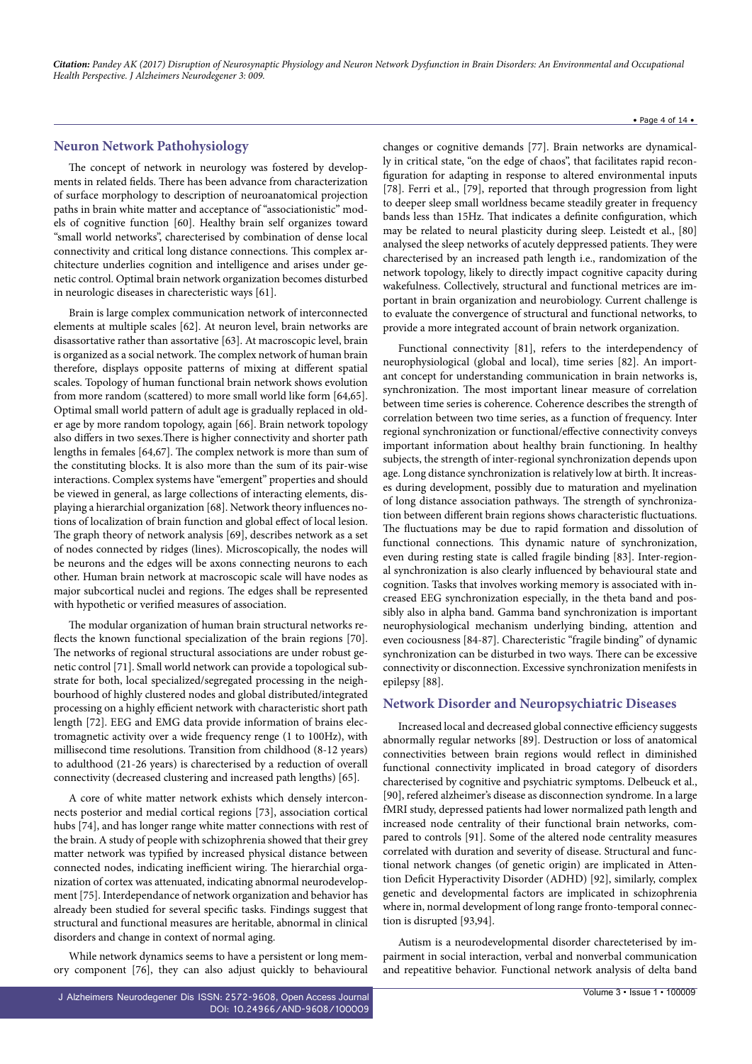## Neuron Network Pathohysiology

The concept of network in neurology was fostered by developments in related fields. There has been advance from characterization of surface morphology to description of neuroanatomical projection paths in brain white matter and acceptance of "associationistic" models of cognitive function [60]. Healthy brain self organizes toward "small world networks", charecterised by combination of dense local connectivity and critical long distance connections. This complex architecture underlies cognition and intelligence and arises under genetic control. Optimal brain network organization becomes disturbed in neurologic diseases in charecteristic ways [61].

Brain is large complex communication network of interconnected elements at multiple scales [62]. At neuron level, brain networks are disassortative rather than assortative [63]. At macroscopic level, brain is organized as a social network. The complex network of human brain therefore, displays opposite patterns of mixing at different spatial scales. Topology of human functional brain network shows evolution from more random (scattered) to more small world like form [64,65]. Optimal small world pattern of adult age is gradually replaced in older age by more random topology, again [66]. Brain network topology also differs in two sexes.There is higher connectivity and shorter path lengths in females [64,67]. The complex network is more than sum of the constituting blocks. It is also more than the sum of its pair-wise interactions. Complex systems have "emergent" properties and should be viewed in general, as large collections of interacting elements, displaying a hierarchial organization [68]. Network theory influences notions of localization of brain function and global effect of local lesion. The graph theory of network analysis [69], describes network as a set of nodes connected by ridges (lines). Microscopically, the nodes will be neurons and the edges will be axons connecting neurons to each other. Human brain network at macroscopic scale will have nodes as major subcortical nuclei and regions. The edges shall be represented with hypothetic or verified measures of association.

The modular organization of human brain structural networks reflects the known functional specialization of the brain regions [70]. The networks of regional structural associations are under robust genetic control [71]. Small world network can provide a topological substrate for both, local specialized/segregated processing in the neighbourhood of highly clustered nodes and global distributed/integrated processing on a highly efficient network with characteristic short path length [72]. EEG and EMG data provide information of brains electromagnetic activity over a wide frequency renge (1 to 100Hz), with millisecond time resolutions. Transition from childhood (8-12 years) to adulthood (21-26 years) is charecterised by a reduction of overall connectivity (decreased clustering and increased path lengths) [65].

A core of white matter network exhists which densely interconnects posterior and medial cortical regions [73], association cortical hubs [74], and has longer range white matter connections with rest of the brain. A study of people with schizophrenia showed that their grey matter network was typified by increased physical distance between connected nodes, indicating inefficient wiring. The hierarchial organization of cortex was attenuated, indicating abnormal neurodevelopment [75]. Interdependance of network organization and behavior has already been studied for several specific tasks. Findings suggest that structural and functional measures are heritable, abnormal in clinical disorders and change in context of normal aging.

While network dynamics seems to have a persistent or long memory component [76], they can also adjust quickly to behavioural changes or cognitive demands [77]. Brain networks are dynamically in critical state, "on the edge of chaos", that facilitates rapid reconfiguration for adapting in response to altered environmental inputs [78]. Ferri et al., [79], reported that through progression from light to deeper sleep small worldness became steadily greater in frequency bands less than 15Hz. That indicates a definite configuration, which may be related to neural plasticity during sleep. Leistedt et al., [80] analysed the sleep networks of acutely deppressed patients. They were charecterised by an increased path length i.e., randomization of the network topology, likely to directly impact cognitive capacity during wakefulness. Collectively, structural and functional metrices are important in brain organization and neurobiology. Current challenge is to evaluate the convergence of structural and functional networks, to provide a more integrated account of brain network organization.

Functional connectivity [81], refers to the interdependency of neurophysiological (global and local), time series [82]. An important concept for understanding communication in brain networks is, synchronization. The most important linear measure of correlation between time series is coherence. Coherence describes the strength of correlation between two time series, as a function of frequency. Inter regional synchronization or functional/effective connectivity conveys important information about healthy brain functioning. In healthy subjects, the strength of inter-regional synchronization depends upon age. Long distance synchronization is relatively low at birth. It increases during development, possibly due to maturation and myelination of long distance association pathways. The strength of synchronization between different brain regions shows characteristic fluctuations. The fluctuations may be due to rapid formation and dissolution of functional connections. This dynamic nature of synchronization, even during resting state is called fragile binding [83]. Inter-regional synchronization is also clearly influenced by behavioural state and cognition. Tasks that involves working memory is associated with increased EEG synchronization especially, in the theta band and possibly also in alpha band. Gamma band synchronization is important neurophysiological mechanism underlying binding, attention and even cociousness [84-87]. Charecteristic "fragile binding" of dynamic synchronization can be disturbed in two ways. There can be excessive connectivity or disconnection. Excessive synchronization manifests in epilepsy [88].

## Network Disorder and Neuropsychiatric Diseases

Increased local and decreased global connective efficiency suggests abnormally regular networks [89]. Destruction or loss of anatomical connectivities between brain regions would reflect in diminished functional connectivity implicated in broad category of disorders charecterised by cognitive and psychiatric symptoms. Delbeuck et al., [90], refered alzheimer's disease as disconnection syndrome. In a large fMRI study, depressed patients had lower normalized path length and increased node centrality of their functional brain networks, compared to controls [91]. Some of the altered node centrality measures correlated with duration and severity of disease. Structural and functional network changes (of genetic origin) are implicated in Attention Deficit Hyperactivity Disorder (ADHD) [92], similarly, complex genetic and developmental factors are implicated in schizophrenia where in, normal development of long range fronto-temporal connection is disrupted [93,94].

Autism is a neurodevelopmental disorder charecteterised by impairment in social interaction, verbal and nonverbal communication and repeatitive behavior. Functional network analysis of delta band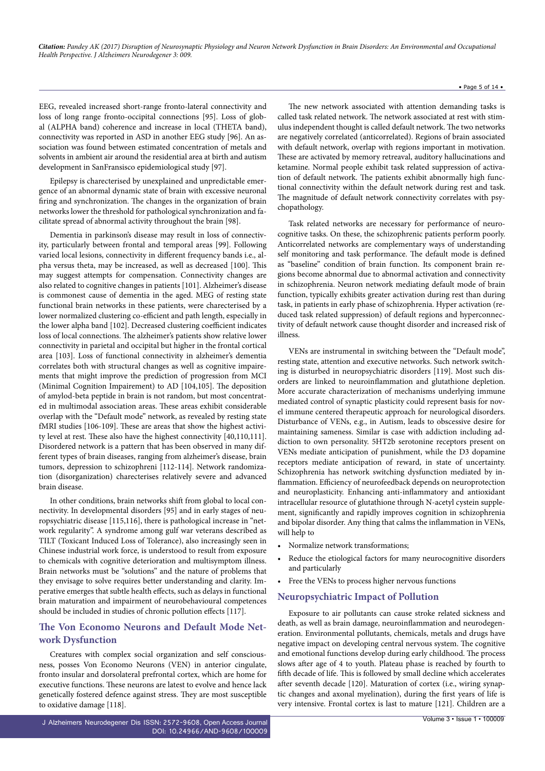EEG, revealed increased short-range fronto-lateral connectivity and loss of long range fronto-occipital connections [95]. Loss of global (ALPHA band) coherence and increase in local (THETA band), connectivity was reported in ASD in another EEG study [96]. An association was found between estimated concentration of metals and solvents in ambient air around the residential area at birth and autism development in SanFransisco epidemiological study [97].

Epilepsy is charecterised by unexplained and unpredictable emergence of an abnormal dynamic state of brain with excessive neuronal firing and synchronization. The changes in the organization of brain networks lower the threshold for pathological synchronization and facilitate spread of abnormal activity throughout the brain [98].

Dementia in parkinson's disease may result in loss of connectivity, particularly between frontal and temporal areas [99]. Following varied local lesions, connectivity in different frequency bands i.e., alpha versus theta, may be increased, as well as decreased [100]. This may suggest attempts for compensation. Connectivity changes are also related to cognitive changes in patients [101]. Alzheimer's disease is commonest cause of dementia in the aged. MEG of resting state functional brain networks in these patients, were charecterised by a lower normalized clustering co-efficient and path length, especially in the lower alpha band [102]. Decreased clustering coefficient indicates loss of local connections. The alzheimer's patients show relative lower connectivity in parietal and occipital but higher in the frontal cortical area [103]. Loss of functional connectivity in alzheimer's dementia correlates both with structural changes as well as cognitive impairements that might improve the prediction of progression from MCI (Minimal Cognition Impairement) to AD [104,105]. The deposition of amylod-beta peptide in brain is not random, but most concentrated in multimodal association areas. These areas exhibit considerable overlap with the "Default mode" network, as revealed by resting state fMRI studies [106-109]. These are areas that show the highest activity level at rest. These also have the highest connectivity [40,110,111]. Disordered network is a pattern that has been observed in many different types of brain diseases, ranging from alzheimer's disease, brain tumors, depression to schizophreni [112-114]. Network randomization (disorganization) charecterises relatively severe and advanced brain disease.

In other conditions, brain networks shift from global to local connectivity. In developmental disorders [95] and in early stages of neuropsychiatric disease [115,116], there is pathological increase in "network regularity". A syndrome among gulf war veterans described as TILT (Toxicant Induced Loss of Tolerance), also increasingly seen in Chinese industrial work force, is understood to result from exposure to chemicals with cognitive deterioration and multisymptom illness. Brain networks must be "solutions" and the nature of problems that they envisage to solve requires better understanding and clarity. Imperative emerges that subtle health effects, such as delays in functional brain maturation and impairment of neurobehavioural competences should be included in studies of chronic pollution effects [117].

## The Von Economo Neurons and Default Mode Network Dysfunction

Creatures with complex social organization and self consciousness, posses Von Economo Neurons (VEN) in anterior cingulate, fronto insular and dorsolateral prefrontal cortex, which are home for executive functions. These neurons are latest to evolve and hence lack genetically fostered defence against stress. They are most susceptible to oxidative damage [118].

The new network associated with attention demanding tasks is called task related network. The network associated at rest with stimulus independent thought is called default network. The two networks are negatively correlated (anticorrelated). Regions of brain associated with default network, overlap with regions important in motivation. These are activated by memory retreaval, auditory hallucinations and ketamine. Normal people exhibit task related suppression of activation of default network. The patients exhibit abnormally high functional connectivity within the default network during rest and task. The magnitude of default network connectivity correlates with psychopathology.

Task related networks are necessary for performance of neurocognitive tasks. On these, the schizophrenic patients perform poorly. Anticorrelated networks are complementary ways of understanding self monitoring and task performance. The default mode is defined as "baseline" condition of brain function. Its component brain regions become abnormal due to abnormal activation and connectivity in schizophrenia. Neuron network mediating default mode of brain function, typically exhibits greater activation during rest than during task, in patients in early phase of schizophrenia. Hyper activation (reduced task related suppression) of default regions and hyperconnectivity of default network cause thought disorder and increased risk of illness.

VENs are instrumental in switching between the "Default mode", resting state, attention and executive networks. Such network switching is disturbed in neuropsychiatric disorders [119]. Most such disorders are linked to neuroinflammation and glutathione depletion. More accurate characterization of mechanisms underlying immune mediated control of synaptic plasticity could represent basis for novel immune centered therapeutic approach for neurological disorders. Disturbance of VENs, e.g., in Autism, leads to obscessive desire for maintaining sameness. Similar is case with addiction including addiction to own personality. 5HT2b serotonine receptors present on VENs mediate anticipation of punishment, while the D3 dopamine receptors mediate anticipation of reward, in state of uncertainty. Schizophrenia has network switching dysfunction mediated by inflammation. Efficiency of neurofeedback depends on neuroprotection and neuroplasticity. Enhancing anti-inflammatory and antioxidant intracellular resource of glutathione through N-acetyl cystein supplement, significantly and rapidly improves cognition in schizophrenia and bipolar disorder. Any thing that calms the inflammation in VENs, will help to

- Normalize network transformations;
- Reduce the etiological factors for many neurocognitive disorders and particularly
- Free the VENs to process higher nervous functions

## Neuropsychiatric Impact of Pollution

Exposure to air pollutants can cause stroke related sickness and death, as well as brain damage, neuroinflammation and neurodegeneration. Environmental pollutants, chemicals, metals and drugs have negative impact on developing central nervous system. The cognitive and emotional functions develop during early childhood. The process slows after age of 4 to youth. Plateau phase is reached by fourth to fifth decade of life. This is followed by small decline which accelerates after seventh decade [120]. Maturation of cortex (i.e., wiring synaptic changes and axonal myelination), during the first years of life is very intensive. Frontal cortex is last to mature [121]. Children are a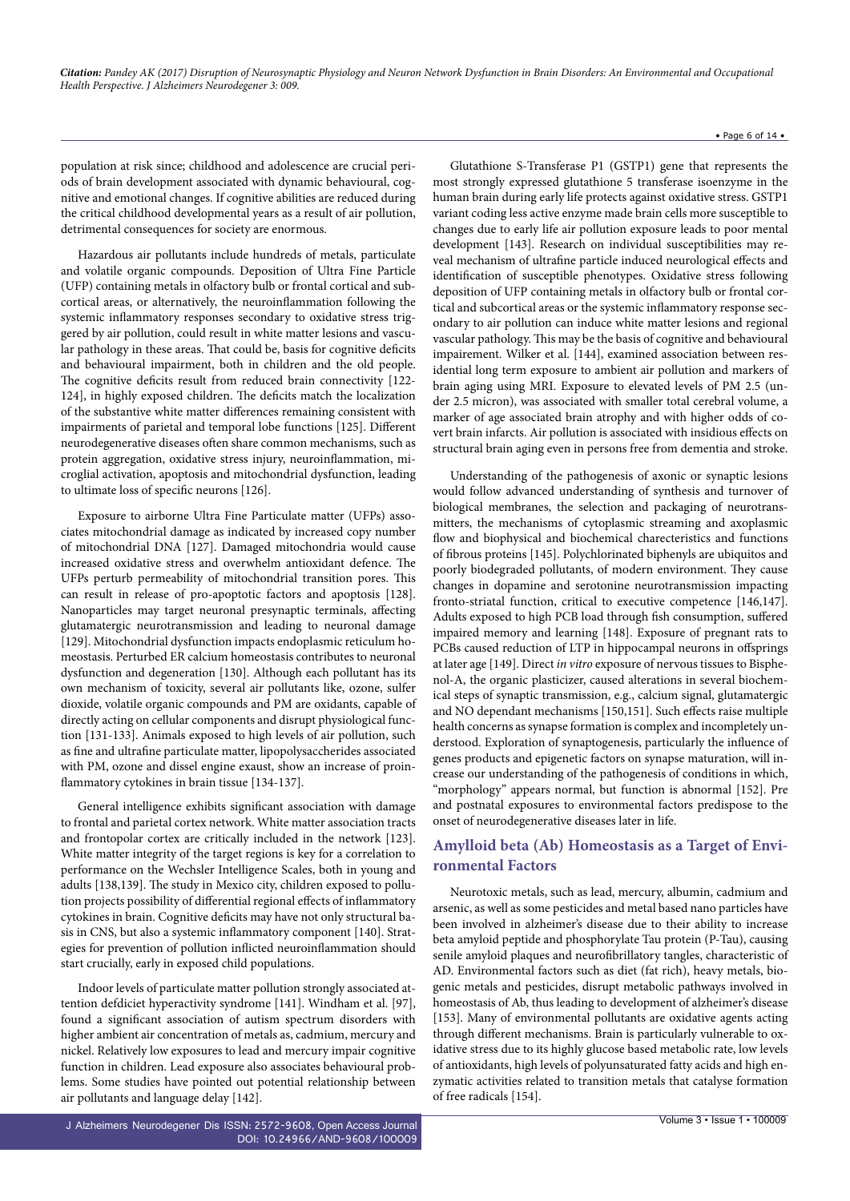population at risk since; childhood and adolescence are crucial periods of brain development associated with dynamic behavioural, cognitive and emotional changes. If cognitive abilities are reduced during the critical childhood developmental years as a result of air pollution, detrimental consequences for society are enormous.

Hazardous air pollutants include hundreds of metals, particulate and volatile organic compounds. Deposition of Ultra Fine Particle (UFP) containing metals in olfactory bulb or frontal cortical and subcortical areas, or alternatively, the neuroinflammation following the systemic inflammatory responses secondary to oxidative stress triggered by air pollution, could result in white matter lesions and vascular pathology in these areas. That could be, basis for cognitive deficits and behavioural impairment, both in children and the old people. The cognitive deficits result from reduced brain connectivity [122-124], in highly exposed children. The deficits match the localization of the substantive white matter differences remaining consistent with impairments of parietal and temporal lobe functions [125]. Different neurodegenerative diseases often share common mechanisms, such as protein aggregation, oxidative stress injury, neuroinflammation, microglial activation, apoptosis and mitochondrial dysfunction, leading to ultimate loss of specific neurons [126].

Exposure to airborne Ultra Fine Particulate matter (UFPs) associates mitochondrial damage as indicated by increased copy number of mitochondrial DNA [127]. Damaged mitochondria would cause increased oxidative stress and overwhelm antioxidant defence. The UFPs perturb permeability of mitochondrial transition pores. This can result in release of pro-apoptotic factors and apoptosis [128]. Nanoparticles may target neuronal presynaptic terminals, affecting glutamatergic neurotransmission and leading to neuronal damage [129]. Mitochondrial dysfunction impacts endoplasmic reticulum homeostasis. Perturbed ER calcium homeostasis contributes to neuronal dysfunction and degeneration [130]. Although each pollutant has its own mechanism of toxicity, several air pollutants like, ozone, sulfer dioxide, volatile organic compounds and PM are oxidants, capable of directly acting on cellular components and disrupt physiological function [131-133]. Animals exposed to high levels of air pollution, such as fine and ultrafine particulate matter, lipopolysaccharides associated with PM, ozone and dissel engine exaust, show an increase of proinflammatory cytokines in brain tissue [134-137].

General intelligence exhibits significant association with damage to frontal and parietal cortex network. White matter association tracts and frontopolar cortex are critically included in the network [123]. White matter integrity of the target regions is key for a correlation to performance on the Wechsler Intelligence Scales, both in young and adults [138,139]. The study in Mexico city, children exposed to pollution projects possibility of differential regional effects of inflammatory cytokines in brain. Cognitive deficits may have not only structural basis in CNS, but also a systemic inflammatory component [140]. Strategies for prevention of pollution inflicted neuroinflammation should start crucially, early in exposed child populations.

Indoor levels of particulate matter pollution strongly associated attention defdiciet hyperactivity syndrome [141]. Windham et al. [97], found a significant association of autism spectrum disorders with higher ambient air concentration of metals as, cadmium, mercury and nickel. Relatively low exposures to lead and mercury impair cognitive function in children. Lead exposure also associates behavioural problems. Some studies have pointed out potential relationship between air pollutants and language delay [142].

Glutathione S-Transferase P1 (GSTP1) gene that represents the most strongly expressed glutathione 5 transferase isoenzyme in the human brain during early life protects against oxidative stress. GSTP1 variant coding less active enzyme made brain cells more susceptible to changes due to early life air pollution exposure leads to poor mental development [143]. Research on individual susceptibilities may reveal mechanism of ultrafine particle induced neurological effects and identification of susceptible phenotypes. Oxidative stress following deposition of UFP containing metals in olfactory bulb or frontal cortical and subcortical areas or the systemic inflammatory response secondary to air pollution can induce white matter lesions and regional vascular pathology. This may be the basis of cognitive and behavioural impairment. Wilker et al. [144], examined association between residential long term exposure to ambient air pollution and markers of brain aging using MRI. Exposure to elevated levels of PM 2.5 (under 2.5 micron), was associated with smaller total cerebral volume, a marker of age associated brain atrophy and with higher odds of covert brain infarcts. Air pollution is associated with insidious effects on structural brain aging even in persons free from dementia and stroke.

Understanding of the pathogenesis of axonic or synaptic lesions would follow advanced understanding of synthesis and turnover of biological membranes, the selection and packaging of neurotransmitters, the mechanisms of cytoplasmic streaming and axoplasmic flow and biophysical and biochemical charecteristics and functions of fibrous proteins [145]. Polychlorinated biphenyls are ubiquitos and poorly biodegraded pollutants, of modern environment. They cause changes in dopamine and serotonine neurotransmission impacting fronto-striatal function, critical to executive competence [146,147]. Adults exposed to high PCB load through fish consumption, suffered impaired memory and learning [148]. Exposure of pregnant rats to PCBs caused reduction of LTP in hippocampal neurons in offsprings at later age [149]. Direct *in vitro* exposure of nervous tissues to Bisphenol-A, the organic plasticizer, caused alterations in several biochemical steps of synaptic transmission, e.g., calcium signal, glutamatergic and NO dependant mechanisms [150,151]. Such effects raise multiple health concerns as synapse formation is complex and incompletely understood. Exploration of synaptogenesis, particularly the influence of genes products and epigenetic factors on synapse maturation, will increase our understanding of the pathogenesis of conditions in which, "morphology" appears normal, but function is abnormal [152]. Pre and postnatal exposures to environmental factors predispose to the onset of neurodegenerative diseases later in life.

## Amylloid beta (Ab) Homeostasis as a Target of Environmental Factors

Neurotoxic metals, such as lead, mercury, albumin, cadmium and arsenic, as well as some pesticides and metal based nano particles have been involved in alzheimer's disease due to their ability to increase beta amyloid peptide and phosphorylate Tau protein (P-Tau), causing senile amyloid plaques and neurofibrillatory tangles, characteristic of AD. Environmental factors such as diet (fat rich), heavy metals, biogenic metals and pesticides, disrupt metabolic pathways involved in homeostasis of Ab, thus leading to development of alzheimer's disease [153]. Many of environmental pollutants are oxidative agents acting through different mechanisms. Brain is particularly vulnerable to oxidative stress due to its highly glucose based metabolic rate, low levels of antioxidants, high levels of polyunsaturated fatty acids and high enzymatic activities related to transition metals that catalyse formation of free radicals [154].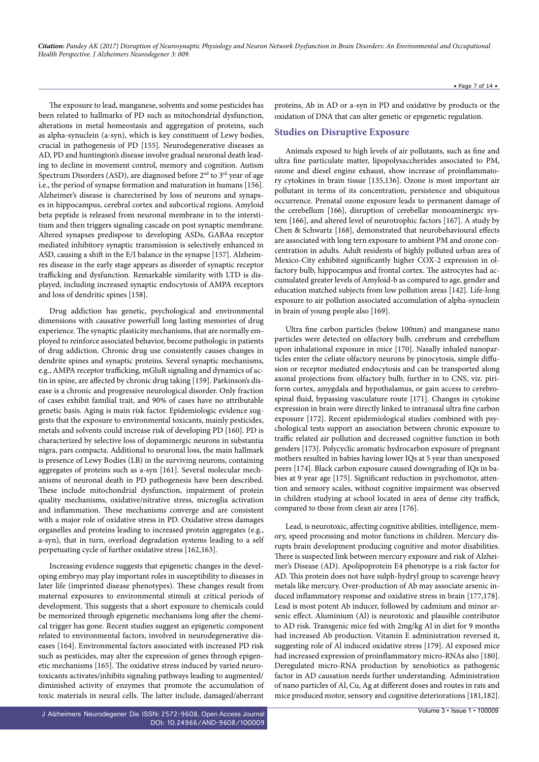The exposure to lead, manganese, solvents and some pesticides has been related to hallmarks of PD such as mitochondrial dysfunction, alterations in metal homeostasis and aggregation of proteins, such as alpha-synuclein (a-syn), which is key constituent of Lewy bodies, crucial in pathogenesis of PD [155]. Neurodegenerative diseases as AD, PD and huntington's disease involve gradual neuronal death leading to decline in movement control, memory and cognition. Autism Spectrum Disorders (ASD), are diagnosed before 2nd to 3rd year of age i.e., the period of synapse formation and maturation in humans [156]. Alzheimer's disease is charecterised by loss of neurons and synapses in hippocampus, cerebral cortex and subcortical regions. Amyloid beta peptide is released from neuronal membrane in to the interstitium and then triggers signaling cascade on post synaptic membrane. Altered synapses predispose to developing ASDs, GABAa receptor mediated inhibitory synaptic transmission is selectively enhanced in ASD, causing a shift in the E/I balance in the synapse [157]. Alzheimres disease in the early stage appears as disorder of synaptic receptor trafficking and dysfunction. Remarkable similarity with LTD is displayed, including increased synaptic endocytosis of AMPA receptors and loss of dendritic spines [158].

Drug addiction has genetic, psychological and environmental dimensions with causative powerfull long lasting memories of drug experience. The synaptic plasticity mechanisms, that are normally employed to reinforce associated behavior, become pathologic in patients of drug addiction. Chronic drug use consistently causes changes in dendrite spines and synaptic proteins. Several synaptic mechanisms, e.g., AMPA receptor trafficking, mGluR signaling and dynamics of actin in spine, are affected by chronic drug taking [159]. Parkinson's disease is a chronic and progressive neurological disorder. Only fraction of cases exhibit familial trait, and 90% of cases have no attributable genetic basis. Aging is main risk factor. Epidemiologic evidence suggests that the exposure to environmental toxicants, mainly pesticides, metals and solvents could increase risk of developing PD [160]. PD is characterized by selective loss of dopaminergic neurons in substantia nigra, pars compacta. Additional to neuronal loss, the main hallmark is presence of Lewy Bodies (LB) in the surviving neurons, containing aggregates of proteins such as a-syn [161]. Several molecular mechanisms of neuronal death in PD pathogenesis have been described. These include mitochondrial dysfunction, impairment of protein quality mechanisms, oxidative/nitrative stress, microglia activation and inflammation. These mechanisms converge and are consistent with a major role of oxidative stress in PD. Oxidative stress damages organelles and proteins leading to increased protein aggregates (e.g., a-syn), that in turn, overload degradation systems leading to a self perpetuating cycle of further oxidative stress [162,163].

Increasing evidence suggests that epigenetic changes in the developing embryo may play important roles in susceptibility to diseases in later life (imprinted disease phenotypes). These changes result from maternal exposures to environmental stimuli at critical periods of development. This suggests that a short exposure to chemicals could be memorized through epigenetic mechanisms long after the chemical trigger has gone. Recent studies suggest an epigenetic component related to environmental factors, involved in neurodegenerative diseases [164]. Environmental factors associated with increased PD risk such as pesticides, may alter the expression of genes through epigenetic mechanisms [165]. The oxidative stress induced by varied neurotoxicants activates/inhibits signaling pathways leading to augmented/diminished activity of enzymes that promote the accumulation of toxic materials in neural cells. The latter include, damaged/aberrant proteins, Ab in AD or a-syn in PD and oxidative by products or the oxidation of DNA that can alter genetic or epigenetic regulation.

## Studies on Disruptive Exposure

Animals exposed to high levels of air pollutants, such as fine and ultra fine particulate matter, lipopolysaccherides associated to PM, ozone and diesel engine exhaust, show increase of proinflammatory cytokines in brain tissue [135,136]. Ozone is most important air pollutant in terms of its concentration, persistence and ubiquitous occurrence. Prenatal ozone exposure leads to permanent damage of the cerebellum [166], disruption of cerebellar monoaminergic system [166], and altered level of neurotrophic factors [167]. A study by Chen & Schwartz [168], demonstrated that neurobehavioural effects are associated with long tern exposure to ambient PM and ozone concentration in adults. Adult residents of highly polluted urban area of Mexico-City exhibited significantly higher COX-2 expression in olfactory bulb, hippocampus and frontal cortex. The astrocytes had accumulated greater levels of Amyloid-b as compared to age, gender and education matched subjects from low pollution areas [142]. Life-long exposure to air pollution associated accumulation of alpha-synuclein in brain of young people also [169].

Ultra fine carbon particles (below 100nm) and manganese nano particles were detected on olfactory bulb, cerebrum and cerebellum upon inhalational exposure in mice [170]. Nasally inhaled nanoparticles enter the celiate olfactory neurons by pinocytosis, simple diffusion or receptor mediated endocytosis and can be transported along axonal projections from olfactory bulb, further in to CNS, viz. piriform cortex, amygdala and hypothalamus, or gain access to cerebrospinal fluid, bypassing vasculature route [171]. Changes in cytokine expression in brain were directly linked to intranasal ultra fine carbon exposure [172]. Recent epidemiological studies combined with psychological tests support an association between chronic exposure to traffic related air pollution and decreased cognitive function in both genders [173]. Polycyclic aromatic hydrocarbon exposure of pregnant mothers resulted in babies having lower IQs at 5 year than unexposed peers [174]. Black carbon exposure caused downgrading of IQs in babies at 9 year age [175]. Significant reduction in psychomotor, attention and sensory scales, without cognitive impairment was observed in children studying at school located in area of dense city traffic, compared to those from clean air area [176].

Lead, is neurotoxic, affecting cognitive abilities, intelligence, memory, speed processing and motor functions in children. Mercury disrupts brain development producing cognitive and motor disabilities. There is suspected link between mercury exposure and risk of Alzheimer's Disease (AD). Apolipoprotein E4 phenotype is a risk factor for AD. This protein does not have sulph-hydryl group to scavenge heavy metals like mercury. Over-production of Ab may associate arsenic induced inflammatory response and oxidative stress in brain [177,178]. Lead is most potent Ab inducer, followed by cadmium and minor arsenic effect. Aluminium (Al) is neurotoxic and plausible contributor to AD risk. Transgenic mice fed with 2mg/kg Al in diet for 9 months had increased Ab production. Vitamin E administration reversed it, suggesting role of Al induced oxidative stress [179]. Al exposed mice had increased expression of proinflammatory micro-RNAs also [180]. Deregulated micro-RNA production by xenobiotics as pathogenic factor in AD causation needs further understanding. Administration of nano particles of Al, Cu, Ag at different doses and routes in rats and mice produced motor, sensory and cognitive deteriorations [181,182].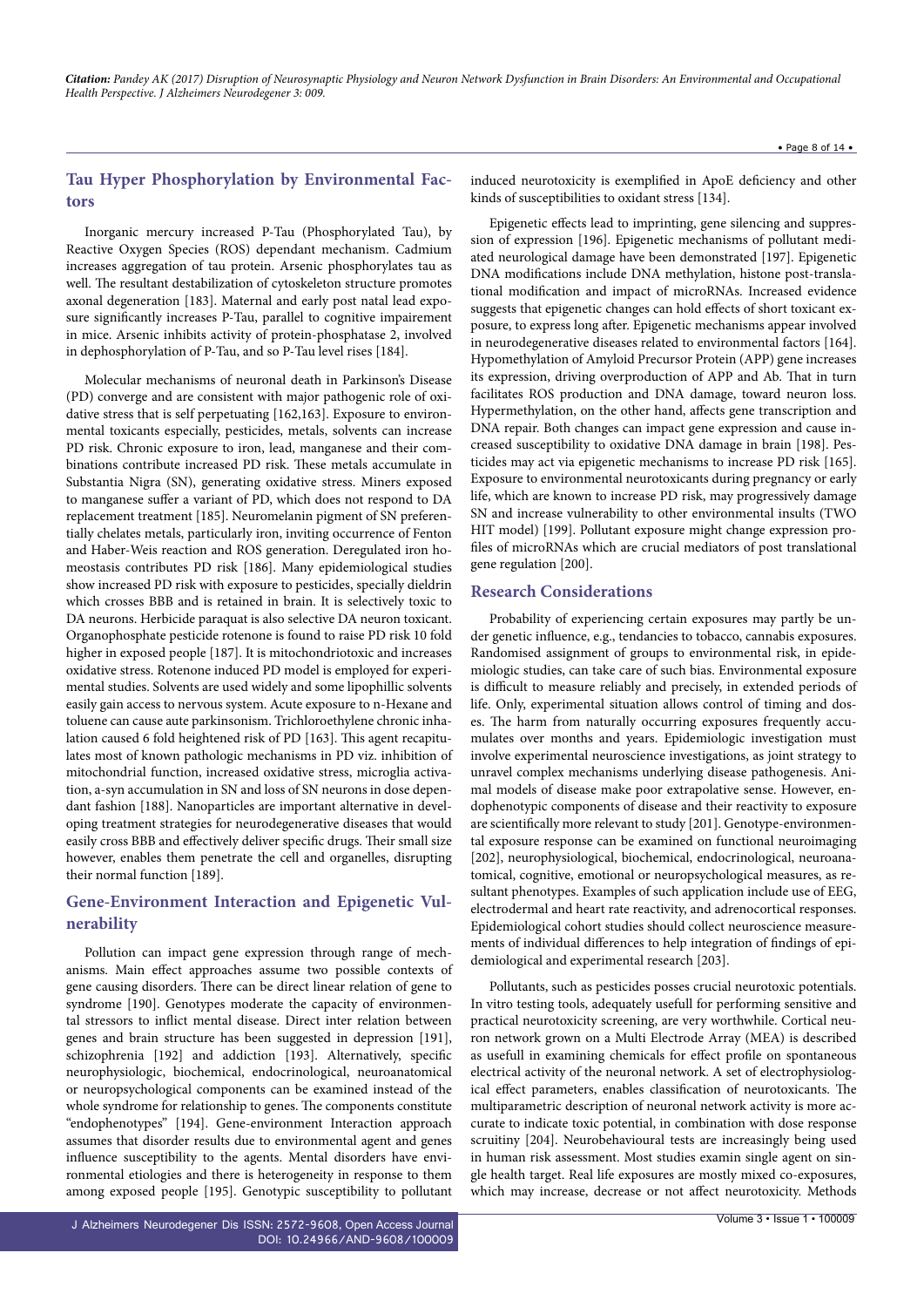## Tau Hyper Phosphorylation by Environmental Factors

Inorganic mercury increased P-Tau (Phosphorylated Tau), by Reactive Oxygen Species (ROS) dependant mechanism. Cadmium increases aggregation of tau protein. Arsenic phosphorylates tau as well. The resultant destabilization of cytoskeleton structure promotes axonal degeneration [183]. Maternal and early post natal lead exposure significantly increases P-Tau, parallel to cognitive impairement in mice. Arsenic inhibits activity of protein-phosphatase 2, involved in dephosphorylation of P-Tau, and so P-Tau level rises [184].

Molecular mechanisms of neuronal death in Parkinson's Disease (PD) converge and are consistent with major pathogenic role of oxidative stress that is self perpetuating [162,163]. Exposure to environmental toxicants especially, pesticides, metals, solvents can increase PD risk. Chronic exposure to iron, lead, manganese and their combinations contribute increased PD risk. These metals accumulate in Substantia Nigra (SN), generating oxidative stress. Miners exposed to manganese suffer a variant of PD, which does not respond to DA replacement treatment [185]. Neuromelanin pigment of SN preferentially chelates metals, particularly iron, inviting occurrence of Fenton and Haber-Weis reaction and ROS generation. Deregulated iron homeostasis contributes PD risk [186]. Many epidemiological studies show increased PD risk with exposure to pesticides, specially dieldrin which crosses BBB and is retained in brain. It is selectively toxic to DA neurons. Herbicide paraquat is also selective DA neuron toxicant. Organophosphate pesticide rotenone is found to raise PD risk 10 fold higher in exposed people [187]. It is mitochondriotoxic and increases oxidative stress. Rotenone induced PD model is employed for experimental studies. Solvents are used widely and some lipophillic solvents easily gain access to nervous system. Acute exposure to n-Hexane and toluene can cause aute parkinsonism. Trichloroethylene chronic inhalation caused 6 fold heightened risk of PD [163]. This agent recapitulates most of known pathologic mechanisms in PD viz. inhibition of mitochondrial function, increased oxidative stress, microglia activation, a-syn accumulation in SN and loss of SN neurons in dose dependant fashion [188]. Nanoparticles are important alternative in developing treatment strategies for neurodegenerative diseases that would easily cross BBB and effectively deliver specific drugs. Their small size however, enables them penetrate the cell and organelles, disrupting their normal function [189].

## Gene-Environment Interaction and Epigenetic Vulnerability

Pollution can impact gene expression through range of mechanisms. Main effect approaches assume two possible contexts of gene causing disorders. There can be direct linear relation of gene to syndrome [190]. Genotypes moderate the capacity of environmental stressors to inflict mental disease. Direct inter relation between genes and brain structure has been suggested in depression [191], schizophrenia [192] and addiction [193]. Alternatively, specific neurophysiologic, biochemical, endocrinological, neuroanatomical or neuropsychological components can be examined instead of the whole syndrome for relationship to genes. The components constitute "endophenotypes" [194]. Gene-environment Interaction approach assumes that disorder results due to environmental agent and genes influence susceptibility to the agents. Mental disorders have environmental etiologies and there is heterogeneity in response to them among exposed people [195]. Genotypic susceptibility to pollutant induced neurotoxicity is exemplified in ApoE deficiency and other kinds of susceptibilities to oxidant stress [134].

Epigenetic effects lead to imprinting, gene silencing and suppression of expression [196]. Epigenetic mechanisms of pollutant mediated neurological damage have been demonstrated [197]. Epigenetic DNA modifications include DNA methylation, histone post-translational modification and impact of microRNAs. Increased evidence suggests that epigenetic changes can hold effects of short toxicant exposure, to express long after. Epigenetic mechanisms appear involved in neurodegenerative diseases related to environmental factors [164]. Hypomethylation of Amyloid Precursor Protein (APP) gene increases its expression, driving overproduction of APP and Ab. That in turn facilitates ROS production and DNA damage, toward neuron loss. Hypermethylation, on the other hand, affects gene transcription and DNA repair. Both changes can impact gene expression and cause increased susceptibility to oxidative DNA damage in brain [198]. Pesticides may act via epigenetic mechanisms to increase PD risk [165]. Exposure to environmental neurotoxicants during pregnancy or early life, which are known to increase PD risk, may progressively damage SN and increase vulnerability to other environmental insults (TWO HIT model) [199]. Pollutant exposure might change expression profiles of microRNAs which are crucial mediators of post translational gene regulation [200].

## Research Considerations

Probability of experiencing certain exposures may partly be under genetic influence, e.g., tendancies to tobacco, cannabis exposures. Randomised assignment of groups to environmental risk, in epidemiologic studies, can take care of such bias. Environmental exposure is difficult to measure reliably and precisely, in extended periods of life. Only, experimental situation allows control of timing and doses. The harm from naturally occurring exposures frequently accumulates over months and years. Epidemiologic investigation must involve experimental neuroscience investigations, as joint strategy to unravel complex mechanisms underlying disease pathogenesis. Animal models of disease make poor extrapolative sense. However, endophenotypic components of disease and their reactivity to exposure are scientifically more relevant to study [201]. Genotype-environmental exposure response can be examined on functional neuroimaging [202], neurophysiological, biochemical, endocrinological, neuroanatomical, cognitive, emotional or neuropsychological measures, as resultant phenotypes. Examples of such application include use of EEG, electrodermal and heart rate reactivity, and adrenocortical responses. Epidemiological cohort studies should collect neuroscience measurements of individual differences to help integration of findings of epidemiological and experimental research [203].

Pollutants, such as pesticides posses crucial neurotoxic potentials. In vitro testing tools, adequately usefull for performing sensitive and practical neurotoxicity screening, are very worthwhile. Cortical neuron network grown on a Multi Electrode Array (MEA) is described as usefull in examining chemicals for effect profile on spontaneous electrical activity of the neuronal network. A set of electrophysiological effect parameters, enables classification of neurotoxicants. The multiparametric description of neuronal network activity is more accurate to indicate toxic potential, in combination with dose response scruitiny [204]. Neurobehavioural tests are increasingly being used in human risk assessment. Most studies examin single agent on single health target. Real life exposures are mostly mixed co-exposures, which may increase, decrease or not affect neurotoxicity. Methods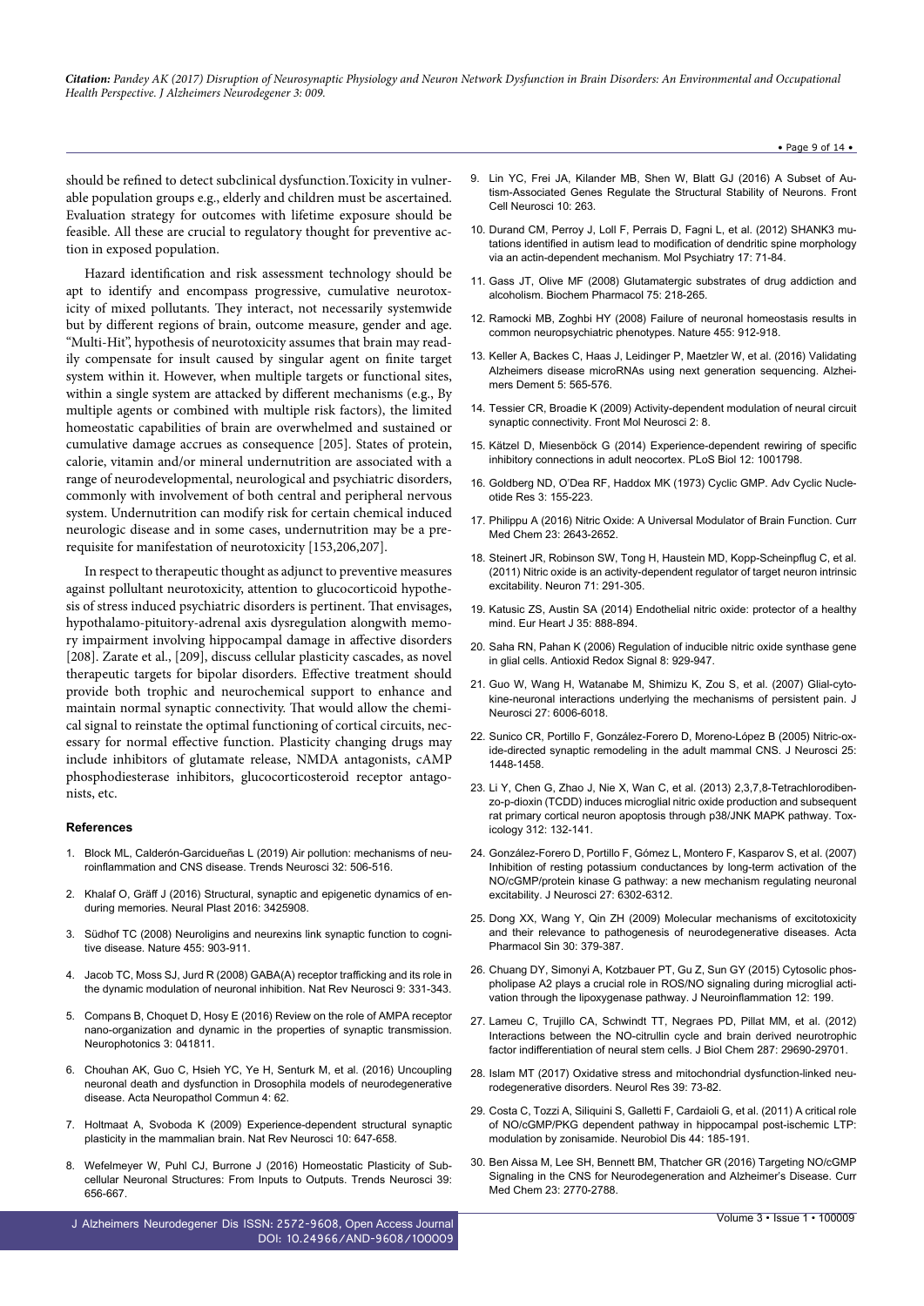should be refined to detect subclinical dysfunction.Toxicity in vulnerable population groups e.g., elderly and children must be ascertained. Evaluation strategy for outcomes with lifetime exposure should be feasible. All these are crucial to regulatory thought for preventive action in exposed population.

Hazard identification and risk assessment technology should be apt to identify and encompass progressive, cumulative neurotoxicity of mixed pollutants. They interact, not necessarily systemwide but by different regions of brain, outcome measure, gender and age. "Multi-Hit", hypothesis of neurotoxicity assumes that brain may readily compensate for insult caused by singular agent on finite target system within it. However, when multiple targets or functional sites, within a single system are attacked by different mechanisms (e.g., By multiple agents or combined with multiple risk factors), the limited homeostatic capabilities of brain are overwhelmed and sustained or cumulative damage accrues as consequence [205]. States of protein, calorie, vitamin and/or mineral undernutrition are associated with a range of neurodevelopmental, neurological and psychiatric disorders, commonly with involvement of both central and peripheral nervous system. Undernutrition can modify risk for certain chemical induced neurologic disease and in some cases, undernutrition may be a prerequisite for manifestation of neurotoxicity [153,206,207].

In respect to therapeutic thought as adjunct to preventive measures against pollutant neurotoxicity, attention to glucocorticoid hypothesis of stress induced psychiatric disorders is pertinent. That envisages, hypothalamo-pituitory-adrenal axis dysregulation alongwith memory impairment involving hippocampal damage in affective disorders [208]. Zarate et al., [209], discuss cellular plasticity cascades, as novel therapeutic targets for bipolar disorders. Effective treatment should provide both trophic and neurochemical support to enhance and maintain normal synaptic connectivity. That would allow the chemical signal to reinstate the optimal functioning of cortical circuits, necessary for normal effective function. Plasticity changing drugs may include inhibitors of glutamate release, NMDA antagonists, cAMP phosphodiesterase inhibitors, glucocorticosteroid receptor antagonists, etc.

## References

1. Block ML, Calderón-Garcidueñas L (2019) Air pollution: mechanisms of neuroinflammation and CNS disease. Trends Neurosci 32: 506-516.
2. Khalaf O, Gräff J (2016) Structural, synaptic and epigenetic dynamics of enduring memories. Neural Plast 2016: 3425908.
3. Südhof TC (2008) Neuroligins and neurexins link synaptic function to cognitive disease. Nature 455: 903-911.
4. Jacob TC, Moss SJ, Jurd R (2008) GABA(A) receptor trafficking and its role in the dynamic modulation of neuronal inhibition. Nat Rev Neurosci 9: 331-343.
5. Compans B, Choquet D, Hosy E (2016) Review on the role of AMPA receptor nano-organization and dynamic in the properties of synaptic transmission. Neurophotonics 3: 041811.
6. Chouhan AK, Guo C, Hsieh YC, Ye H, Senturk M, et al. (2016) Uncoupling neuronal death and dysfunction in Drosophila models of neurodegenerative disease. Acta Neuropathol Commun 4: 62.
7. Holtmaat A, Svoboda K (2009) Experience-dependent structural synaptic plasticity in the mammalian brain. Nat Rev Neurosci 10: 647-658.
8. Wefelmeyer W, Puhl CJ, Burrone J (2016) Homeostatic Plasticity of Subcellular Neuronal Structures: From Inputs to Outputs. Trends Neurosci 39: 656-667.
9. Lin YC, Frei JA, Kilander MB, Shen W, Blatt GJ (2016) A Subset of Autism-Associated Genes Regulate the Structural Stability of Neurons. Front Cell Neurosci 10: 263.
10. Durand CM, Perroy J, Loll F, Perrais D, Fagni L, et al. (2012) SHANK3 mutations identified in autism lead to modification of dendritic spine morphology via an actin-dependent mechanism. Mol Psychiatry 17: 71-84.
11. Gass JT, Olive MF (2008) Glutamatergic substrates of drug addiction and alcoholism. Biochem Pharmacol 75: 218-265.
12. Ramocki MB, Zoghbi HY (2008) Failure of neuronal homeostasis results in common neuropsychiatric phenotypes. Nature 455: 912-918.
13. Keller A, Backes C, Haas J, Leidinger P, Maetzler W, et al. (2016) Validating Alzheimers disease microRNAs using next generation sequencing. Alzheimers Dement 5: 565-576.
14. Tessier CR, Broadie K (2009) Activity-dependent modulation of neural circuit synaptic connectivity. Front Mol Neurosci 2: 8.
15. Kätzel D, Miesenböck G (2014) Experience-dependent rewiring of specific inhibitory connections in adult neocortex. PLoS Biol 12: 1001798.
16. Goldberg ND, O'Dea RF, Haddox MK (1973) Cyclic GMP. Adv Cyclic Nucleotide Res 3: 155-223.
17. Philippu A (2016) Nitric Oxide: A Universal Modulator of Brain Function. Curr Med Chem 23: 2643-2652.
18. Steinert JR, Robinson SW, Tong H, Haustein MD, Kopp-Scheinpflug C, et al. (2011) Nitric oxide is an activity-dependent regulator of target neuron intrinsic excitability. Neuron 71: 291-305.
19. Katusic ZS, Austin SA (2014) Endothelial nitric oxide: protector of a healthy mind. Eur Heart J 35: 888-894.
20. Saha RN, Pahan K (2006) Regulation of inducible nitric oxide synthase gene in glial cells. Antioxid Redox Signal 8: 929-947.
21. Guo W, Wang H, Watanabe M, Shimizu K, Zou S, et al. (2007) Glial-cytokine-neuronal interactions underlying the mechanisms of persistent pain. J Neurosci 27: 6006-6018.
22. Sunico CR, Portillo F, González-Forero D, Moreno-López B (2005) Nitric-oxide-directed synaptic remodeling in the adult mammal CNS. J Neurosci 25: 1448-1458.
23. Li Y, Chen G, Zhao J, Nie X, Wan C, et al. (2013) 2,3,7,8-Tetrachlorodibenzo-p-dioxin (TCDD) induces microglial nitric oxide production and subsequent rat primary cortical neuron apoptosis through p38/JNK MAPK pathway. Toxicology 312: 132-141.
24. González-Forero D, Portillo F, Gómez L, Montero F, Kasparov S, et al. (2007) Inhibition of resting potassium conductances by long-term activation of the NO/cGMP/protein kinase G pathway: a new mechanism regulating neuronal excitability. J Neurosci 27: 6302-6312.
25. Dong XX, Wang Y, Qin ZH (2009) Molecular mechanisms of excitotoxicity and their relevance to pathogenesis of neurodegenerative diseases. Acta Pharmacol Sin 30: 379-387.
26. Chuang DY, Simonyi A, Kotzbauer PT, Gu Z, Sun GY (2015) Cytosolic phospholipase A2 plays a crucial role in ROS/NO signaling during microglial activation through the lipoxygenase pathway. J Neuroinflammation 12: 199.
27. Lameu C, Trujillo CA, Schwindt TT, Negraes PD, Pillat MM, et al. (2012) Interactions between the NO-citrullin cycle and brain derived neurotrophic factor indifferentiation of neural stem cells. J Biol Chem 287: 29690-29701.
28. Islam MT (2017) Oxidative stress and mitochondrial dysfunction-linked neurodegenerative disorders. Neurol Res 39: 73-82.
29. Costa C, Tozzi A, Siliquini S, Galletti F, Cardaioli G, et al. (2011) A critical role of NO/cGMP/PKG dependent pathway in hippocampal post-ischemic LTP: modulation by zonisamide. Neurobiol Dis 44: 185-191.
30. Ben Aissa M, Lee SH, Bennett BM, Thatcher GR (2016) Targeting NO/cGMP Signaling in the CNS for Neurodegeneration and Alzheimer's Disease. Curr Med Chem 23: 2770-2788.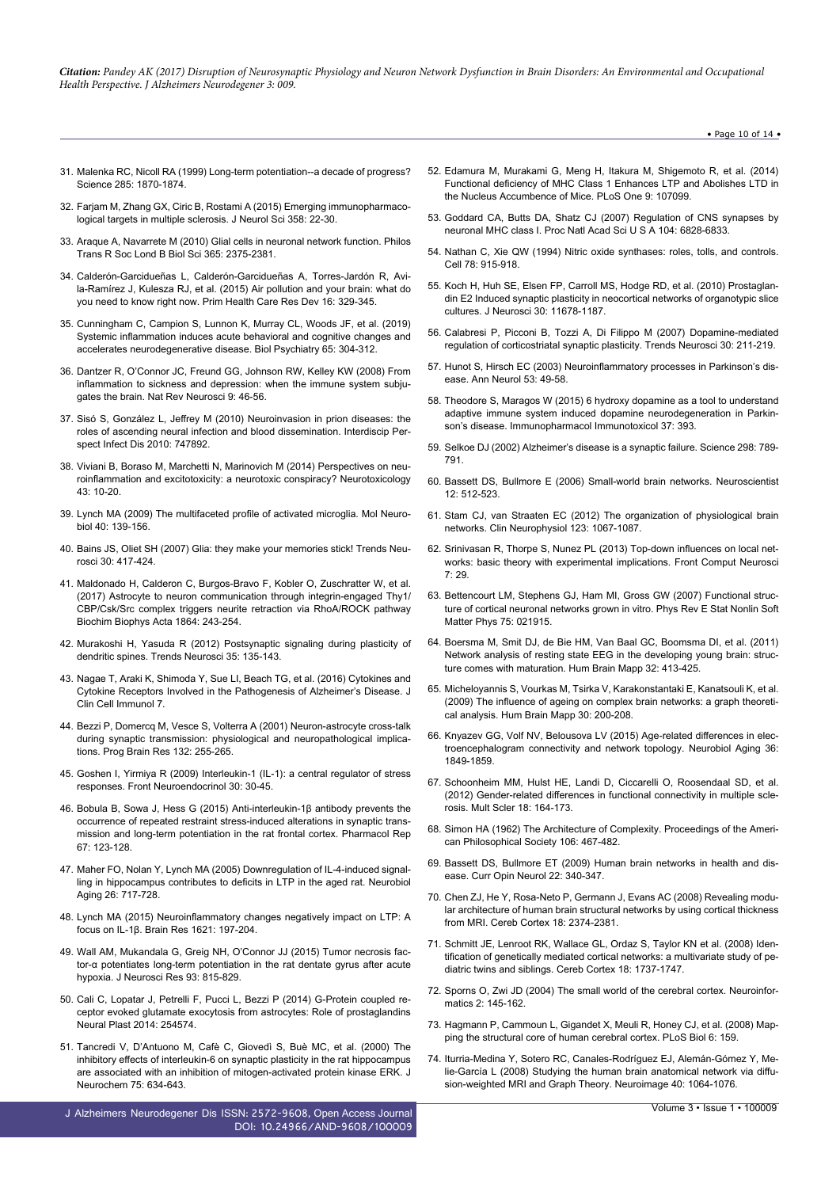31. Malenka RC, Nicoll RA (1999) Long-term potentiation--a decade of progress? Science 285: 1870-1874.

32. Farjam M, Zhang GX, Ciric B, Rostami A (2015) Emerging immunopharmacological targets in multiple sclerosis. J Neurol Sci 358: 22-30.

33. Araque A, Navarrete M (2010) Glial cells in neuronal network function. Philos Trans R Soc Lond B Biol Sci 365: 2375-2381.

34. Calderón-Garcidueñas L, Calderón-Garcidueñas A, Torres-Jardón R, Avila-Ramírez J, Kulesza RJ, et al. (2015) Air pollution and your brain: what do you need to know right now. Prim Health Care Res Dev 16: 329-345.

35. Cunningham C, Campion S, Lunnon K, Murray CL, Woods JF, et al. (2019) Systemic inflammation induces acute behavioral and cognitive changes and accelerates neurodegenerative disease. Biol Psychiatry 65: 304-312.

36. Dantzer R, O'Connor JC, Freund GG, Johnson RW, Kelley KW (2008) From inflammation to sickness and depression: when the immune system subjugates the brain. Nat Rev Neurosci 9: 46-56.

37. Sisó S, González L, Jeffrey M (2010) Neuroinvasion in prion diseases: the roles of ascending neural infection and blood dissemination. Interdiscip Perspect Infect Dis 2010: 747892.

38. Viviani B, Boraso M, Marchetti N, Marinovich M (2014) Perspectives on neuroinflammation and excitotoxicity: a neurotoxic conspiracy? Neurotoxicology 43: 10-20.

39. Lynch MA (2009) The multifaceted profile of activated microglia. Mol Neurobiol 40: 139-156.

40. Bains JS, Oliet SH (2007) Glia: they make your memories stick! Trends Neurosci 30: 417-424.

41. Maldonado H, Calderon C, Burgos-Bravo F, Kobler O, Zuschratter W, et al. (2017) Astrocyte to neuron communication through integrin-engaged Thy1/CBP/Csk/Src complex triggers neurite retraction via RhoA/ROCK pathway Biochim Biophys Acta 1864: 243-254.

42. Murakoshi H, Yasuda R (2012) Postsynaptic signaling during plasticity of dendritic spines. Trends Neurosci 35: 135-143.

43. Nagae T, Araki K, Shimoda Y, Sue LI, Beach TG, et al. (2016) Cytokines and Cytokine Receptors Involved in the Pathogenesis of Alzheimer's Disease. J Clin Cell Immunol 7.

44. Bezzi P, Domercq M, Vesce S, Volterra A (2001) Neuron-astrocyte cross-talk during synaptic transmission: physiological and neuropathological implications. Prog Brain Res 132: 255-265.

45. Goshen I, Yirmiya R (2009) Interleukin-1 (IL-1): a central regulator of stress responses. Front Neuroendocrinol 30: 30-45.

46. Bobula B, Sowa J, Hess G (2015) Anti-interleukin-1β antibody prevents the occurrence of repeated restraint stress-induced alterations in synaptic transmission and long-term potentiation in the rat frontal cortex. Pharmacol Rep 67: 123-128.

47. Maher FO, Nolan Y, Lynch MA (2005) Downregulation of IL-4-induced signalling in hippocampus contributes to deficits in LTP in the aged rat. Neurobiol Aging 26: 717-728.

48. Lynch MA (2015) Neuroinflammatory changes negatively impact on LTP: A focus on IL-1β. Brain Res 1621: 197-204.

49. Wall AM, Mukandala G, Greig NH, O'Connor JJ (2015) Tumor necrosis factor-α potentiates long-term potentiation in the rat dentate gyrus after acute hypoxia. J Neurosci Res 93: 815-829.

50. Cali C, Lopatar J, Petrelli F, Pucci L, Bezzi P (2014) G-Protein coupled receptor evoked glutamate exocytosis from astrocytes: Role of prostaglandins Neural Plast 2014: 254574.

51. Tancredi V, D'Antuono M, Cafè C, Giovedì S, Buè MC, et al. (2000) The inhibitory effects of interleukin-6 on synaptic plasticity in the rat hippocampus are associated with an inhibition of mitogen-activated protein kinase ERK. J Neurochem 75: 634-643.

52. Edamura M, Murakami G, Meng H, Itakura M, Shigemoto R, et al. (2014) Functional deficiency of MHC Class 1 Enhances LTP and Abolishes LTD in the Nucleus Accumbence of Mice. PLoS One 9: 107099.

53. Goddard CA, Butts DA, Shatz CJ (2007) Regulation of CNS synapses by neuronal MHC class I. Proc Natl Acad Sci U S A 104: 6828-6833.

54. Nathan C, Xie QW (1994) Nitric oxide synthases: roles, tolls, and controls. Cell 78: 915-918.

55. Koch H, Huh SE, Elsen FP, Carroll MS, Hodge RD, et al. (2010) Prostaglandin E2 Induced synaptic plasticity in neocortical networks of organotypic slice cultures. J Neurosci 30: 11678-1187.

56. Calabresi P, Picconi B, Tozzi A, Di Filippo M (2007) Dopamine-mediated regulation of corticostriatal synaptic plasticity. Trends Neurosci 30: 211-219.

57. Hunot S, Hirsch EC (2003) Neuroinflammatory processes in Parkinson's disease. Ann Neurol 53: 49-58.

58. Theodore S, Maragos W (2015) 6 hydroxy dopamine as a tool to understand adaptive immune system induced dopamine neurodegeneration in Parkinson's disease. Immunopharmacol Immunotoxicol 37: 393.

59. Selkoe DJ (2002) Alzheimer's disease is a synaptic failure. Science 298: 789-791.

60. Bassett DS, Bullmore E (2006) Small-world brain networks. Neuroscientist 12: 512-523.

61. Stam CJ, van Straaten EC (2012) The organization of physiological brain networks. Clin Neurophysiol 123: 1067-1087.

62. Srinivasan R, Thorpe S, Nunez PL (2013) Top-down influences on local networks: basic theory with experimental implications. Front Comput Neurosci 7: 29.

63. Bettencourt LM, Stephens GJ, Ham MI, Gross GW (2007) Functional structure of cortical neuronal networks grown in vitro. Phys Rev E Stat Nonlin Soft Matter Phys 75: 021915.

64. Boersma M, Smit DJ, de Bie HM, Van Baal GC, Boomsma DI, et al. (2011) Network analysis of resting state EEG in the developing young brain: structure comes with maturation. Hum Brain Mapp 32: 413-425.

65. Micheloyannis S, Vourkas M, Tsirka V, Karakonstantaki E, Kanatsouli K, et al. (2009) The influence of ageing on complex brain networks: a graph theoretical analysis. Hum Brain Mapp 30: 200-208.

66. Knyazev GG, Volf NV, Belousova LV (2015) Age-related differences in electroencephalogram connectivity and network topology. Neurobiol Aging 36: 1849-1859.

67. Schoonheim MM, Hulst HE, Landi D, Ciccarelli O, Roosendaal SD, et al. (2012) Gender-related differences in functional connectivity in multiple sclerosis. Mult Scler 18: 164-173.

68. Simon HA (1962) The Architecture of Complexity. Proceedings of the American Philosophical Society 106: 467-482.

69. Bassett DS, Bullmore ET (2009) Human brain networks in health and disease. Curr Opin Neurol 22: 340-347.

70. Chen ZJ, He Y, Rosa-Neto P, Germann J, Evans AC (2008) Revealing modular architecture of human brain structural networks by using cortical thickness from MRI. Cereb Cortex 18: 2374-2381.

71. Schmitt JE, Lenroot RK, Wallace GL, Ordaz S, Taylor KN et al. (2008) Identification of genetically mediated cortical networks: a multivariate study of pediatric twins and siblings. Cereb Cortex 18: 1737-1747.

72. Sporns O, Zwi JD (2004) The small world of the cerebral cortex. Neuroinformatics 2: 145-162.

73. Hagmann P, Cammoun L, Gigandet X, Meuli R, Honey CJ, et al. (2008) Mapping the structural core of human cerebral cortex. PLoS Biol 6: 159.

74. Iturria-Medina Y, Sotero RC, Canales-Rodríguez EJ, Alemán-Gómez Y, Melie-García L (2008) Studying the human brain anatomical network via diffusion-weighted MRI and Graph Theory. Neuroimage 40: 1064-1076.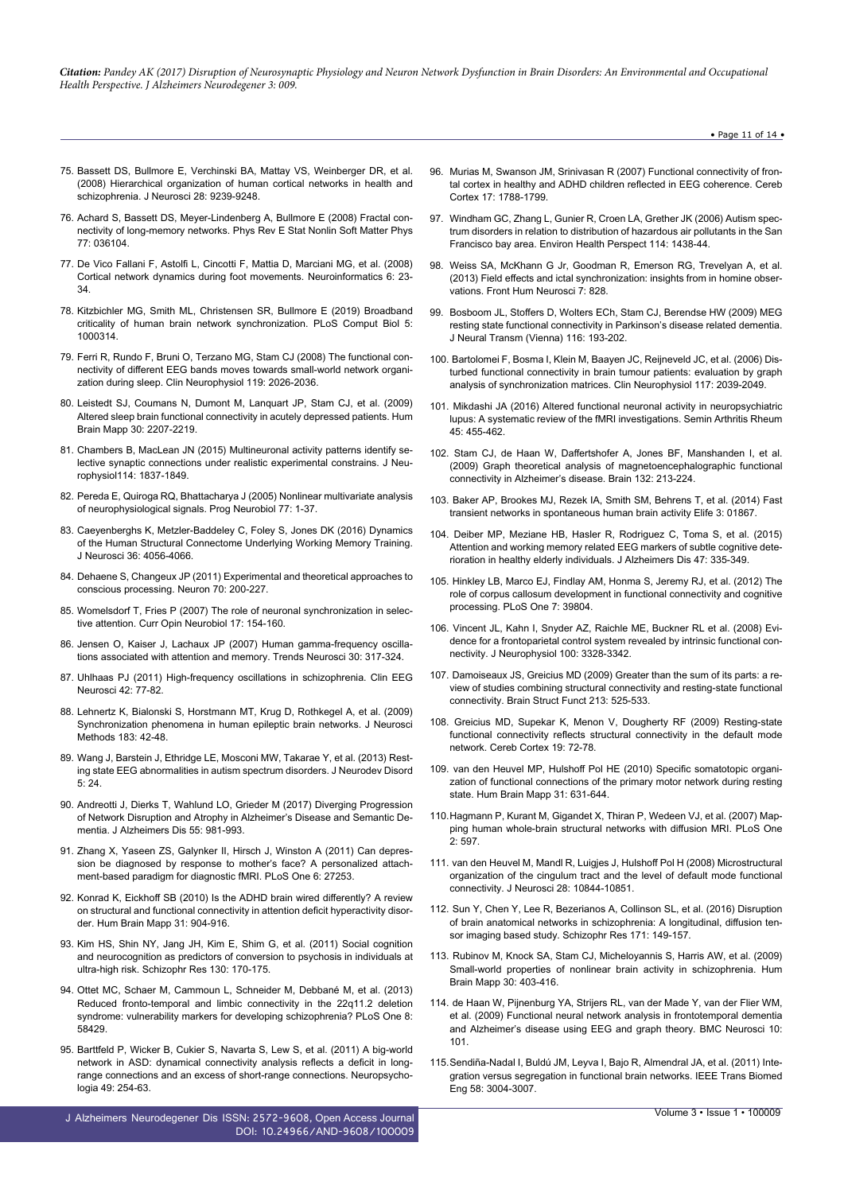75. Bassett DS, Bullmore E, Verchinski BA, Mattay VS, Weinberger DR, et al. (2008) Hierarchical organization of human cortical networks in health and schizophrenia. J Neurosci 28: 9239-9248.

76. Achard S, Bassett DS, Meyer-Lindenberg A, Bullmore E (2008) Fractal connectivity of long-memory networks. Phys Rev E Stat Nonlin Soft Matter Phys 77: 036104.

77. De Vico Fallani F, Astolfi L, Cincotti F, Mattia D, Marciani MG, et al. (2008) Cortical network dynamics during foot movements. Neuroinformatics 6: 23-34.

78. Kitzbichler MG, Smith ML, Christensen SR, Bullmore E (2019) Broadband criticality of human brain network synchronization. PLoS Comput Biol 5: 1000314.

79. Ferri R, Rundo F, Bruni O, Terzano MG, Stam CJ (2008) The functional connectivity of different EEG bands moves towards small-world network organization during sleep. Clin Neurophysiol 119: 2026-2036.

80. Leistedt SJ, Coumans N, Dumont M, Lanquart JP, Stam CJ, et al. (2009) Altered sleep brain functional connectivity in acutely depressed patients. Hum Brain Mapp 30: 2207-2219.

81. Chambers B, MacLean JN (2015) Multineuronal activity patterns identify selective synaptic connections under realistic experimental constrains. J Neurophysiol114: 1837-1849.

82. Pereda E, Quiroga RQ, Bhattacharya J (2005) Nonlinear multivariate analysis of neurophysiological signals. Prog Neurobiol 77: 1-37.

83. Caeyenberghs K, Metzler-Baddeley C, Foley S, Jones DK (2016) Dynamics of the Human Structural Connectome Underlying Working Memory Training. J Neurosci 36: 4056-4066.

84. Dehaene S, Changeux JP (2011) Experimental and theoretical approaches to conscious processing. Neuron 70: 200-227.

85. Womelsdorf T, Fries P (2007) The role of neuronal synchronization in selective attention. Curr Opin Neurobiol 17: 154-160.

86. Jensen O, Kaiser J, Lachaux JP (2007) Human gamma-frequency oscillations associated with attention and memory. Trends Neurosci 30: 317-324.

87. Uhlhaas PJ (2011) High-frequency oscillations in schizophrenia. Clin EEG Neurosci 42: 77-82.

88. Lehnertz K, Bialonski S, Horstmann MT, Krug D, Rothkegel A, et al. (2009) Synchronization phenomena in human epileptic brain networks. J Neurosci Methods 183: 42-48.

89. Wang J, Barstein J, Ethridge LE, Mosconi MW, Takarae Y, et al. (2013) Resting state EEG abnormalities in autism spectrum disorders. J Neurodev Disord 5: 24.

90. Andreotti J, Dierks T, Wahlund LO, Grieder M (2017) Diverging Progression of Network Disruption and Atrophy in Alzheimer's Disease and Semantic Dementia. J Alzheimers Dis 55: 981-993.

91. Zhang X, Yaseen ZS, Galynker II, Hirsch J, Winston A (2011) Can depression be diagnosed by response to mother's face? A personalized attachment-based paradigm for diagnostic fMRI. PLoS One 6: 27253.

92. Konrad K, Eickhoff SB (2010) Is the ADHD brain wired differently? A review on structural and functional connectivity in attention deficit hyperactivity disorder. Hum Brain Mapp 31: 904-916.

93. Kim HS, Shin NY, Jang JH, Kim E, Shim G, et al. (2011) Social cognition and neurocognition as predictors of conversion to psychosis in individuals at ultra-high risk. Schizophr Res 130: 170-175.

94. Ottet MC, Schaer M, Cammoun L, Schneider M, Debbané M, et al. (2013) Reduced fronto-temporal and limbic connectivity in the 22q11.2 deletion syndrome: vulnerability markers for developing schizophrenia? PLoS One 8: 58429.

95. Barttfeld P, Wicker B, Cukier S, Navarta S, Lew S, et al. (2011) A big-world network in ASD: dynamical connectivity analysis reflects a deficit in long-range connections and an excess of short-range connections. Neuropsychologia 49: 254-63.

96. Murias M, Swanson JM, Srinivasan R (2007) Functional connectivity of frontal cortex in healthy and ADHD children reflected in EEG coherence. Cereb Cortex 17: 1788-1799.

97. Windham GC, Zhang L, Gunier R, Croen LA, Grether JK (2006) Autism spectrum disorders in relation to distribution of hazardous air pollutants in the San Francisco bay area. Environ Health Perspect 114: 1438-44.

98. Weiss SA, McKhann G Jr, Goodman R, Emerson RG, Trevelyan A, et al. (2013) Field effects and ictal synchronization: insights from in homine observations. Front Hum Neurosci 7: 828.

99. Bosboom JL, Stoffers D, Wolters ECh, Stam CJ, Berendse HW (2009) MEG resting state functional connectivity in Parkinson's disease related dementia. J Neural Transm (Vienna) 116: 193-202.

100. Bartolomei F, Bosma I, Klein M, Baayen JC, Reijneveld JC, et al. (2006) Disturbed functional connectivity in brain tumour patients: evaluation by graph analysis of synchronization matrices. Clin Neurophysiol 117: 2039-2049.

101. Mikdashi JA (2016) Altered functional neuronal activity in neuropsychiatric lupus: A systematic review of the fMRI investigations. Semin Arthritis Rheum 45: 455-462.

102. Stam CJ, de Haan W, Daffertshofer A, Jones BF, Manshanden I, et al. (2009) Graph theoretical analysis of magnetoencephalographic functional connectivity in Alzheimer's disease. Brain 132: 213-224.

103. Baker AP, Brookes MJ, Rezek IA, Smith SM, Behrens T, et al. (2014) Fast transient networks in spontaneous human brain activity Elife 3: 01867.

104. Deiber MP, Meziane HB, Hasler R, Rodriguez C, Toma S, et al. (2015) Attention and working memory related EEG markers of subtle cognitive deterioration in healthy elderly individuals. J Alzheimers Dis 47: 335-349.

105. Hinkley LB, Marco EJ, Findlay AM, Honma S, Jeremy RJ, et al. (2012) The role of corpus callosum development in functional connectivity and cognitive processing. PLoS One 7: 39804.

106. Vincent JL, Kahn I, Snyder AZ, Raichle ME, Buckner RL et al. (2008) Evidence for a frontoparietal control system revealed by intrinsic functional connectivity. J Neurophysiol 100: 3328-3342.

107. Damoiseaux JS, Greicius MD (2009) Greater than the sum of its parts: a review of studies combining structural connectivity and resting-state functional connectivity. Brain Struct Funct 213: 525-533.

108. Greicius MD, Supekar K, Menon V, Dougherty RF (2009) Resting-state functional connectivity reflects structural connectivity in the default mode network. Cereb Cortex 19: 72-78.

109. van den Heuvel MP, Hulshoff Pol HE (2010) Specific somatotopic organization of functional connections of the primary motor network during resting state. Hum Brain Mapp 31: 631-644.

110. Hagmann P, Kurant M, Gigandet X, Thiran P, Wedeen VJ, et al. (2007) Mapping human whole-brain structural networks with diffusion MRI. PLoS One 2: 597.

111. van den Heuvel M, Mandl R, Luigjes J, Hulshoff Pol H (2008) Microstructural organization of the cingulum tract and the level of default mode functional connectivity. J Neurosci 28: 10844-10851.

112. Sun Y, Chen Y, Lee R, Bezerianos A, Collinson SL, et al. (2016) Disruption of brain anatomical networks in schizophrenia: A longitudinal, diffusion tensor imaging based study. Schizophr Res 171: 149-157.

113. Rubinov M, Knock SA, Stam CJ, Micheloyannis S, Harris AW, et al. (2009) Small-world properties of nonlinear brain activity in schizophrenia. Hum Brain Mapp 30: 403-416.

114. de Haan W, Pijnenburg YA, Strijers RL, van der Made Y, van der Flier WM, et al. (2009) Functional neural network analysis in frontotemporal dementia and Alzheimer's disease using EEG and graph theory. BMC Neurosci 10: 101.

115. Sendiña-Nadal I, Buldú JM, Leyva I, Bajo R, Almendral JA, et al. (2011) Integration versus segregation in functional brain networks. IEEE Trans Biomed Eng 58: 3004-3007.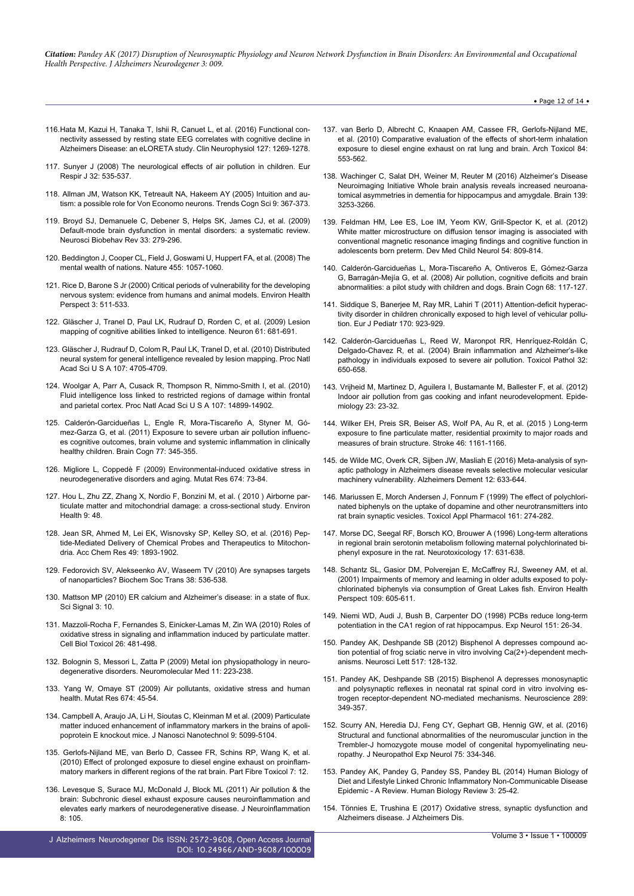116. Hata M, Kazui H, Tanaka T, Ishii R, Canuet L, et al. (2016) Functional connectivity assessed by resting state EEG correlates with cognitive decline in Alzheimers Disease: an eLORETA study. Clin Neurophysiol 127: 1269-1278.

117. Sunyer J (2008) The neurological effects of air pollution in children. Eur Respir J 32: 535-537.

118. Allman JM, Watson KK, Tetreault NA, Hakeem AY (2005) Intuition and autism: a possible role for Von Economo neurons. Trends Cogn Sci 9: 367-373.

119. Broyd SJ, Demanuele C, Debener S, Helps SK, James CJ, et al. (2009) Default-mode brain dysfunction in mental disorders: a systematic review. Neurosci Biobehav Rev 33: 279-296.

120. Beddington J, Cooper CL, Field J, Goswami U, Huppert FA, et al. (2008) The mental wealth of nations. Nature 455: 1057-1060.

121. Rice D, Barone S Jr (2000) Critical periods of vulnerability for the developing nervous system: evidence from humans and animal models. Environ Health Perspect 3: 511-533.

122. Gläscher J, Tranel D, Paul LK, Rudrauf D, Rorden C, et al. (2009) Lesion mapping of cognitive abilities linked to intelligence. Neuron 61: 681-691.

123. Gläscher J, Rudrauf D, Colom R, Paul LK, Tranel D, et al. (2010) Distributed neural system for general intelligence revealed by lesion mapping. Proc Natl Acad Sci U S A 107: 4705-4709.

124. Woolgar A, Parr A, Cusack R, Thompson R, Nimmo-Smith I, et al. (2010) Fluid intelligence loss linked to restricted regions of damage within frontal and parietal cortex. Proc Natl Acad Sci U S A 107: 14899-14902.

125. Calderón-Garcidueñas L, Engle R, Mora-Tiscareño A, Styner M, Gómez-Garza G, et al. (2011) Exposure to severe urban air pollution influences cognitive outcomes, brain volume and systemic inflammation in clinically healthy children. Brain Cogn 77: 345-355.

126. Migliore L, Coppedè F (2009) Environmental-induced oxidative stress in neurodegenerative disorders and aging. Mutat Res 674: 73-84.

127. Hou L, Zhu ZZ, Zhang X, Nordio F, Bonzini M, et al. ( 2010 ) Airborne particulate matter and mitochondrial damage: a cross-sectional study. Environ Health 9: 48.

128. Jean SR, Ahmed M, Lei EK, Wisnovsky SP, Kelley SO, et al. (2016) Peptide-Mediated Delivery of Chemical Probes and Therapeutics to Mitochondria. Acc Chem Res 49: 1893-1902.

129. Fedorovich SV, Alekseenko AV, Waseem TV (2010) Are synapses targets of nanoparticles? Biochem Soc Trans 38: 536-538.

130. Mattson MP (2010) ER calcium and Alzheimer's disease: in a state of flux. Sci Signal 3: 10.

131. Mazzoli-Rocha F, Fernandes S, Einicker-Lamas M, Zin WA (2010) Roles of oxidative stress in signaling and inflammation induced by particulate matter. Cell Biol Toxicol 26: 481-498.

132. Bolognin S, Messori L, Zatta P (2009) Metal ion physiopathology in neurodegenerative disorders. Neuromolecular Med 11: 223-238.

133. Yang W, Omaye ST (2009) Air pollutants, oxidative stress and human health. Mutat Res 674: 45-54.

134. Campbell A, Araujo JA, Li H, Sioutas C, Kleinman M et al. (2009) Particulate matter induced enhancement of inflammatory markers in the brains of apolipoprotein E knockout mice. J Nanosci Nanotechnol 9: 5099-5104.

135. Gerlofs-Nijland ME, van Berlo D, Cassee FR, Schins RP, Wang K, et al. (2010) Effect of prolonged exposure to diesel engine exhaust on proinflammatory markers in different regions of the rat brain. Part Fibre Toxicol 7: 12.

136. Levesque S, Surace MJ, McDonald J, Block ML (2011) Air pollution & the brain: Subchronic diesel exhaust exposure causes neuroinflammation and elevates early markers of neurodegenerative disease. J Neuroinflammation 8: 105.

137. van Berlo D, Albrecht C, Knaapen AM, Cassee FR, Gerlofs-Nijland ME, et al. (2010) Comparative evaluation of the effects of short-term inhalation exposure to diesel engine exhaust on rat lung and brain. Arch Toxicol 84: 553-562.

138. Wachinger C, Salat DH, Weiner M, Reuter M (2016) Alzheimer's Disease Neuroimaging Initiative Whole brain analysis reveals increased neuroanatomical asymmetries in dementia for hippocampus and amygdale. Brain 139: 3253-3266.

139. Feldman HM, Lee ES, Loe IM, Yeom KW, Grill-Spector K, et al. (2012) White matter microstructure on diffusion tensor imaging is associated with conventional magnetic resonance imaging findings and cognitive function in adolescents born preterm. Dev Med Child Neurol 54: 809-814.

140. Calderón-Garcidueñas L, Mora-Tiscareño A, Ontiveros E, Gómez-Garza G, Barragán-Mejía G, et al. (2008) Air pollution, cognitive deficits and brain abnormalities: a pilot study with children and dogs. Brain Cogn 68: 117-127.

141. Siddique S, Banerjee M, Ray MR, Lahiri T (2011) Attention-deficit hyperactivity disorder in children chronically exposed to high level of vehicular pollution. Eur J Pediatr 170: 923-929.

142. Calderón-Garcidueñas L, Reed W, Maronpot RR, Henríquez-Roldán C, Delgado-Chavez R, et al. (2004) Brain inflammation and Alzheimer's-like pathology in individuals exposed to severe air pollution. Toxicol Pathol 32: 650-658.

143. Vrijheid M, Martinez D, Aguilera I, Bustamante M, Ballester F, et al. (2012) Indoor air pollution from gas cooking and infant neurodevelopment. Epidemiology 23: 23-32.

144. Wilker EH, Preis SR, Beiser AS, Wolf PA, Au R, et al. (2015 ) Long-term exposure to fine particulate matter, residential proximity to major roads and measures of brain structure. Stroke 46: 1161-1166.

145. de Wilde MC, Overk CR, Sijben JW, Masliah E (2016) Meta-analysis of synaptic pathology in Alzheimers disease reveals selective molecular vesicular machinery vulnerability. Alzheimers Dement 12: 633-644.

146. Mariussen E, Morch Andersen J, Fonnum F (1999) The effect of polychlorinated biphenyls on the uptake of dopamine and other neurotransmitters into rat brain synaptic vesicles. Toxicol Appl Pharmacol 161: 274-282.

147. Morse DC, Seegal RF, Borsch KO, Brouwer A (1996) Long-term alterations in regional brain serotonin metabolism following maternal polychlorinated biphenyl exposure in the rat. Neurotoxicology 17: 631-638.

148. Schantz SL, Gasior DM, Polverejan E, McCaffrey RJ, Sweeney AM, et al. (2001) Impairments of memory and learning in older adults exposed to polychlorinated biphenyls via consumption of Great Lakes fish. Environ Health Perspect 109: 605-611.

149. Niemi WD, Audi J, Bush B, Carpenter DO (1998) PCBs reduce long-term potentiation in the CA1 region of rat hippocampus. Exp Neurol 151: 26-34.

150. Pandey AK, Deshpande SB (2012) Bisphenol A depresses compound action potential of frog sciatic nerve in vitro involving Ca(2+)-dependent mechanisms. Neurosci Lett 517: 128-132.

151. Pandey AK, Deshpande SB (2015) Bisphenol A depresses monosynaptic and polysynaptic reflexes in neonatal rat spinal cord in vitro involving estrogen receptor-dependent NO-mediated mechanisms. Neuroscience 289: 349-357.

152. Scurry AN, Heredia DJ, Feng CY, Gephart GB, Hennig GW, et al. (2016) Structural and functional abnormalities of the neuromuscular junction in the Trembler-J homozygote mouse model of congenital hypomyelinating neuropathy. J Neuropathol Exp Neurol 75: 334-346.

153. Pandey AK, Pandey G, Pandey SS, Pandey BL (2014) Human Biology of Diet and Lifestyle Linked Chronic Inflammatory Non-Communicable Disease Epidemic - A Review. Human Biology Review 3: 25-42.

154. Tönnies E, Trushina E (2017) Oxidative stress, synaptic dysfunction and Alzheimers disease. J Alzheimers Dis.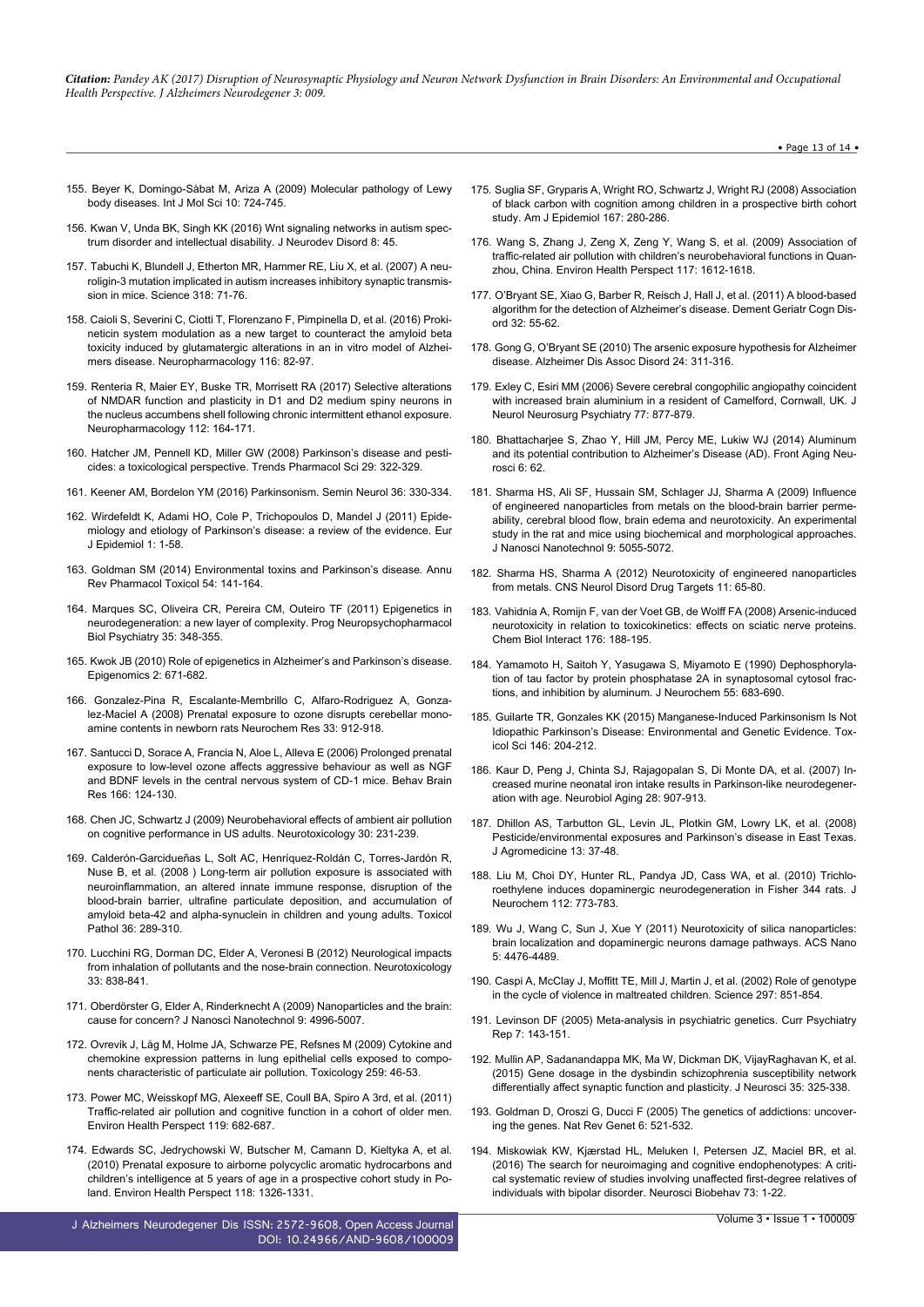155. Beyer K, Domingo-Sàbat M, Ariza A (2009) Molecular pathology of Lewy body diseases. Int J Mol Sci 10: 724-745.

156. Kwan V, Unda BK, Singh KK (2016) Wnt signaling networks in autism spectrum disorder and intellectual disability. J Neurodev Disord 8: 45.

157. Tabuchi K, Blundell J, Etherton MR, Hammer RE, Liu X, et al. (2007) A neuroligin-3 mutation implicated in autism increases inhibitory synaptic transmission in mice. Science 318: 71-76.

158. Caioli S, Severini C, Ciotti T, Florenzano F, Pimpinella D, et al. (2016) Prokineticin system modulation as a new target to counteract the amyloid beta toxicity induced by glutamatergic alterations in an in vitro model of Alzheimers disease. Neuropharmacology 116: 82-97.

159. Renteria R, Maier EY, Buske TR, Morrisett RA (2017) Selective alterations of NMDAR function and plasticity in D1 and D2 medium spiny neurons in the nucleus accumbens shell following chronic intermittent ethanol exposure. Neuropharmacology 112: 164-171.

160. Hatcher JM, Pennell KD, Miller GW (2008) Parkinson's disease and pesticides: a toxicological perspective. Trends Pharmacol Sci 29: 322-329.

161. Keener AM, Bordelon YM (2016) Parkinsonism. Semin Neurol 36: 330-334.

162. Wirdefeldt K, Adami HO, Cole P, Trichopoulos D, Mandel J (2011) Epidemiology and etiology of Parkinson's disease: a review of the evidence. Eur J Epidemiol 1: 1-58.

163. Goldman SM (2014) Environmental toxins and Parkinson's disease. Annu Rev Pharmacol Toxicol 54: 141-164.

164. Marques SC, Oliveira CR, Pereira CM, Outeiro TF (2011) Epigenetics in neurodegeneration: a new layer of complexity. Prog Neuropsychopharmacol Biol Psychiatry 35: 348-355.

165. Kwok JB (2010) Role of epigenetics in Alzheimer's and Parkinson's disease. Epigenomics 2: 671-682.

166. Gonzalez-Pina R, Escalante-Membrillo C, Alfaro-Rodriguez A, Gonzalez-Maciel A (2008) Prenatal exposure to ozone disrupts cerebellar monoamine contents in newborn rats Neurochem Res 33: 912-918.

167. Santucci D, Sorace A, Francia N, Aloe L, Alleva E (2006) Prolonged prenatal exposure to low-level ozone affects aggressive behaviour as well as NGF and BDNF levels in the central nervous system of CD-1 mice. Behav Brain Res 166: 124-130.

168. Chen JC, Schwartz J (2009) Neurobehavioral effects of ambient air pollution on cognitive performance in US adults. Neurotoxicology 30: 231-239.

169. Calderón-Garcidueñas L, Solt AC, Henríquez-Roldán C, Torres-Jardón R, Nuse B, et al. (2008 ) Long-term air pollution exposure is associated with neuroinflammation, an altered innate immune response, disruption of the blood-brain barrier, ultrafine particulate deposition, and accumulation of amyloid beta-42 and alpha-synuclein in children and young adults. Toxicol Pathol 36: 289-310.

170. Lucchini RG, Dorman DC, Elder A, Veronesi B (2012) Neurological impacts from inhalation of pollutants and the nose-brain connection. Neurotoxicology 33: 838-841.

171. Oberdörster G, Elder A, Rinderknecht A (2009) Nanoparticles and the brain: cause for concern? J Nanosci Nanotechnol 9: 4996-5007.

172. Ovrevik J, Låg M, Holme JA, Schwarze PE, Refsnes M (2009) Cytokine and chemokine expression patterns in lung epithelial cells exposed to components characteristic of particulate air pollution. Toxicology 259: 46-53.

173. Power MC, Weisskopf MG, Alexeeff SE, Coull BA, Spiro A 3rd, et al. (2011) Traffic-related air pollution and cognitive function in a cohort of older men. Environ Health Perspect 119: 682-687.

174. Edwards SC, Jedrychowski W, Butscher M, Camann D, Kieltyka A, et al. (2010) Prenatal exposure to airborne polycyclic aromatic hydrocarbons and children's intelligence at 5 years of age in a prospective cohort study in Poland. Environ Health Perspect 118: 1326-1331.

175. Suglia SF, Gryparis A, Wright RO, Schwartz J, Wright RJ (2008) Association of black carbon with cognition among children in a prospective birth cohort study. Am J Epidemiol 167: 280-286.

176. Wang S, Zhang J, Zeng X, Zeng Y, Wang S, et al. (2009) Association of traffic-related air pollution with children's neurobehavioral functions in Quanzhou, China. Environ Health Perspect 117: 1612-1618.

177. O'Bryant SE, Xiao G, Barber R, Reisch J, Hall J, et al. (2011) A blood-based algorithm for the detection of Alzheimer's disease. Dement Geriatr Cogn Disord 32: 55-62.

178. Gong G, O'Bryant SE (2010) The arsenic exposure hypothesis for Alzheimer disease. Alzheimer Dis Assoc Disord 24: 311-316.

179. Exley C, Esiri MM (2006) Severe cerebral congophilic angiopathy coincident with increased brain aluminium in a resident of Camelford, Cornwall, UK. J Neurol Neurosurg Psychiatry 77: 877-879.

180. Bhattacharjee S, Zhao Y, Hill JM, Percy ME, Lukiw WJ (2014) Aluminum and its potential contribution to Alzheimer's Disease (AD). Front Aging Neurosci 6: 62.

181. Sharma HS, Ali SF, Hussain SM, Schlager JJ, Sharma A (2009) Influence of engineered nanoparticles from metals on the blood-brain barrier permeability, cerebral blood flow, brain edema and neurotoxicity. An experimental study in the rat and mice using biochemical and morphological approaches. J Nanosci Nanotechnol 9: 5055-5072.

182. Sharma HS, Sharma A (2012) Neurotoxicity of engineered nanoparticles from metals. CNS Neurol Disord Drug Targets 11: 65-80.

183. Vahidnia A, Romijn F, van der Voet GB, de Wolff FA (2008) Arsenic-induced neurotoxicity in relation to toxicokinetics: effects on sciatic nerve proteins. Chem Biol Interact 176: 188-195.

184. Yamamoto H, Saitoh Y, Yasugawa S, Miyamoto E (1990) Dephosphorylation of tau factor by protein phosphatase 2A in synaptosomal cytosol fractions, and inhibition by aluminum. J Neurochem 55: 683-690.

185. Guilarte TR, Gonzales KK (2015) Manganese-Induced Parkinsonism Is Not Idiopathic Parkinson's Disease: Environmental and Genetic Evidence. Toxicol Sci 146: 204-212.

186. Kaur D, Peng J, Chinta SJ, Rajagopalan S, Di Monte DA, et al. (2007) Increased murine neonatal iron intake results in Parkinson-like neurodegeneration with age. Neurobiol Aging 28: 907-913.

187. Dhillon AS, Tarbutton GL, Levin JL, Plotkin GM, Lowry LK, et al. (2008) Pesticide/environmental exposures and Parkinson's disease in East Texas. J Agromedicine 13: 37-48.

188. Liu M, Choi DY, Hunter RL, Pandya JD, Cass WA, et al. (2010) Trichloroethylene induces dopaminergic neurodegeneration in Fisher 344 rats. J Neurochem 112: 773-783.

189. Wu J, Wang C, Sun J, Xue Y (2011) Neurotoxicity of silica nanoparticles: brain localization and dopaminergic neurons damage pathways. ACS Nano 5: 4476-4489.

190. Caspi A, McClay J, Moffitt TE, Mill J, Martin J, et al. (2002) Role of genotype in the cycle of violence in maltreated children. Science 297: 851-854.

191. Levinson DF (2005) Meta-analysis in psychiatric genetics. Curr Psychiatry Rep 7: 143-151.

192. Mullin AP, Sadanandappa MK, Ma W, Dickman DK, VijayRaghavan K, et al. (2015) Gene dosage in the dysbindin schizophrenia susceptibility network differentially affect synaptic function and plasticity. J Neurosci 35: 325-338.

193. Goldman D, Oroszi G, Ducci F (2005) The genetics of addictions: uncovering the genes. Nat Rev Genet 6: 521-532.

194. Miskowiak KW, Kjærstad HL, Meluken I, Petersen JZ, Maciel BR, et al. (2016) The search for neuroimaging and cognitive endophenotypes: A critical systematic review of studies involving unaffected first-degree relatives of individuals with bipolar disorder. Neurosci Biobehav 73: 1-22.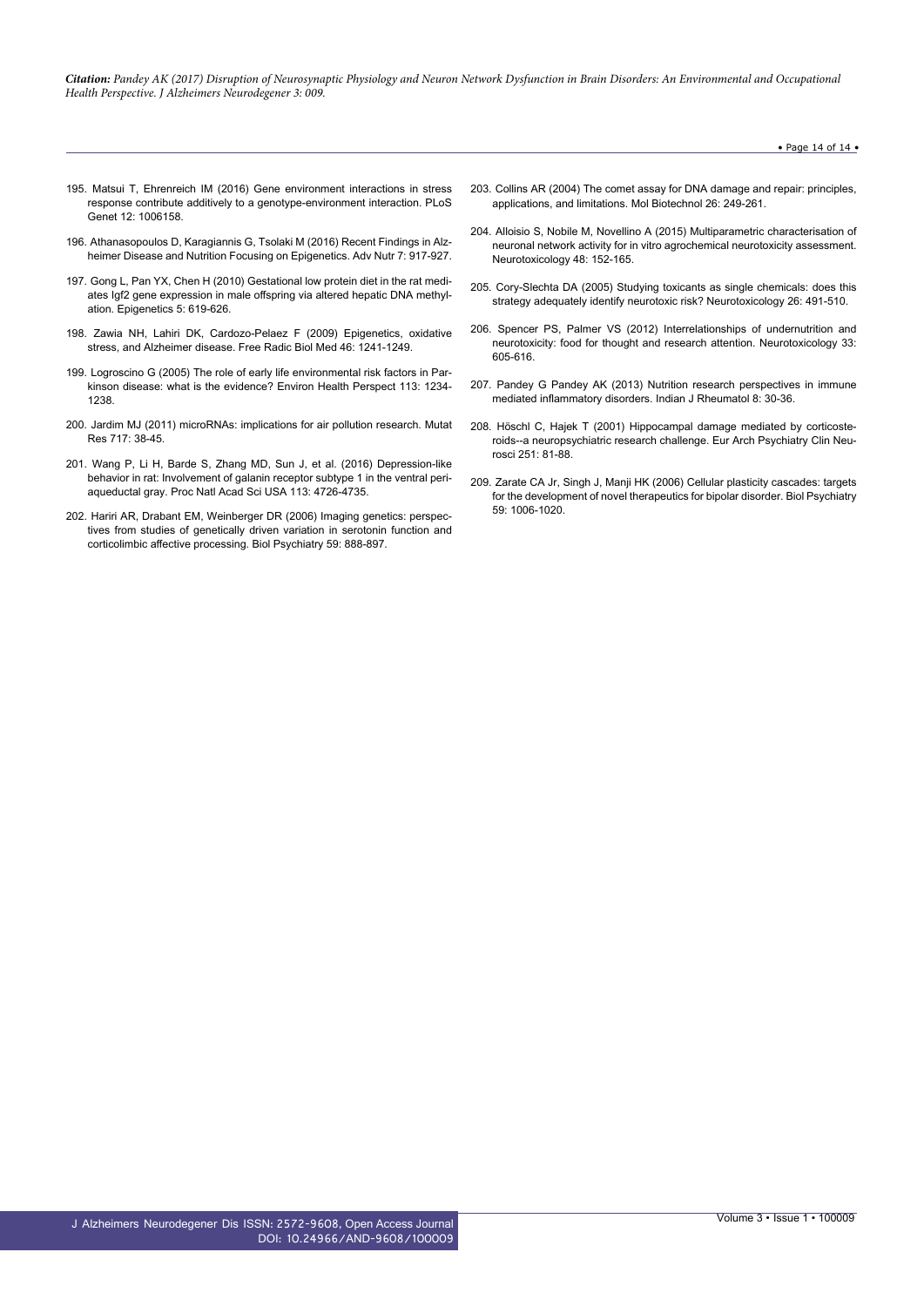195. Matsui T, Ehrenreich IM (2016) Gene environment interactions in stress response contribute additively to a genotype-environment interaction. PLoS Genet 12: 1006158.

196. Athanasopoulos D, Karagiannis G, Tsolaki M (2016) Recent Findings in Alzheimer Disease and Nutrition Focusing on Epigenetics. Adv Nutr 7: 917-927.

197. Gong L, Pan YX, Chen H (2010) Gestational low protein diet in the rat mediates Igf2 gene expression in male offspring via altered hepatic DNA methylation. Epigenetics 5: 619-626.

198. Zawia NH, Lahiri DK, Cardozo-Pelaez F (2009) Epigenetics, oxidative stress, and Alzheimer disease. Free Radic Biol Med 46: 1241-1249.

199. Logroscino G (2005) The role of early life environmental risk factors in Parkinson disease: what is the evidence? Environ Health Perspect 113: 1234-1238.

200. Jardim MJ (2011) microRNAs: implications for air pollution research. Mutat Res 717: 38-45.

201. Wang P, Li H, Barde S, Zhang MD, Sun J, et al. (2016) Depression-like behavior in rat: Involvement of galanin receptor subtype 1 in the ventral periaqueductal gray. Proc Natl Acad Sci USA 113: 4726-4735.

202. Hariri AR, Drabant EM, Weinberger DR (2006) Imaging genetics: perspectives from studies of genetically driven variation in serotonin function and corticolimbic affective processing. Biol Psychiatry 59: 888-897.

203. Collins AR (2004) The comet assay for DNA damage and repair: principles, applications, and limitations. Mol Biotechnol 26: 249-261.

204. Alloisio S, Nobile M, Novellino A (2015) Multiparametric characterisation of neuronal network activity for in vitro agrochemical neurotoxicity assessment. Neurotoxicology 48: 152-165.

205. Cory-Slechta DA (2005) Studying toxicants as single chemicals: does this strategy adequately identify neurotoxic risk? Neurotoxicology 26: 491-510.

206. Spencer PS, Palmer VS (2012) Interrelationships of undernutrition and neurotoxicity: food for thought and research attention. Neurotoxicology 33: 605-616.

207. Pandey G Pandey AK (2013) Nutrition research perspectives in immune mediated inflammatory disorders. Indian J Rheumatol 8: 30-36.

208. Höschl C, Hajek T (2001) Hippocampal damage mediated by corticosteroids--a neuropsychiatric research challenge. Eur Arch Psychiatry Clin Neurosci 251: 81-88.

209. Zarate CA Jr, Singh J, Manji HK (2006) Cellular plasticity cascades: targets for the development of novel therapeutics for bipolar disorder. Biol Psychiatry 59: 1006-1020.